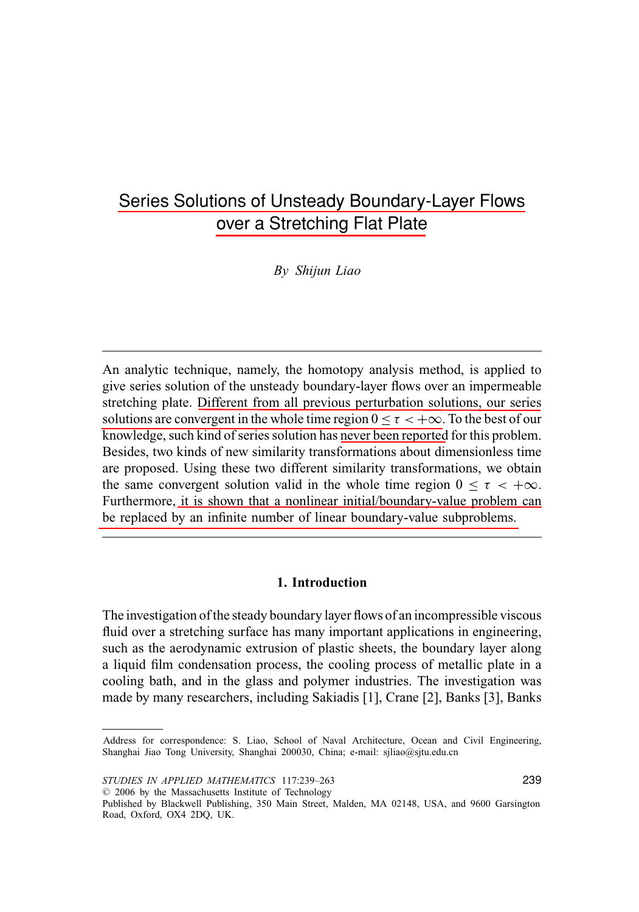# Series Solutions of Unsteady Boundary-Layer Flows over a Stretching Flat Plate

*By Shijun Liao*

---

An analytic technique, namely, the homotopy analysis method, is applied to give series solution of the unsteady boundary-layer flows over an impermeable stretching plate. Different from all previous perturbation solutions, our series solutions are convergent in the whole time region $0 \leq \tau < +\infty$. To the best of our knowledge, such kind of series solution has never been reported for this problem. Besides, two kinds of new similarity transformations about dimensionless time are proposed. Using these two different similarity transformations, we obtain the same convergent solution valid in the whole time region $0 \leq \tau < +\infty$. Furthermore, it is shown that a nonlinear initial/boundary-value problem can be replaced by an infinite number of linear boundary-value subproblems.

---

## 1. Introduction

The investigation of the steady boundary layer flows of an incompressible viscous fluid over a stretching surface has many important applications in engineering, such as the aerodynamic extrusion of plastic sheets, the boundary layer along a liquid film condensation process, the cooling process of metallic plate in a cooling bath, and in the glass and polymer industries. The investigation was made by many researchers, including Sakiadis [1], Crane [2], Banks [3], Banks

---

Address for correspondence: S. Liao, School of Naval Architecture, Ocean and Civil Engineering, Shanghai Jiao Tong University, Shanghai 200030, China; e-mail: sjliao@sjtu.edu.cn

*STUDIES IN APPLIED MATHEMATICS* 117:239–263
© 2006 by the Massachusetts Institute of Technology
Published by Blackwell Publishing, 350 Main Street, Malden, MA 02148, USA, and 9600 Garsington Road, Oxford, OX4 2DQ, UK.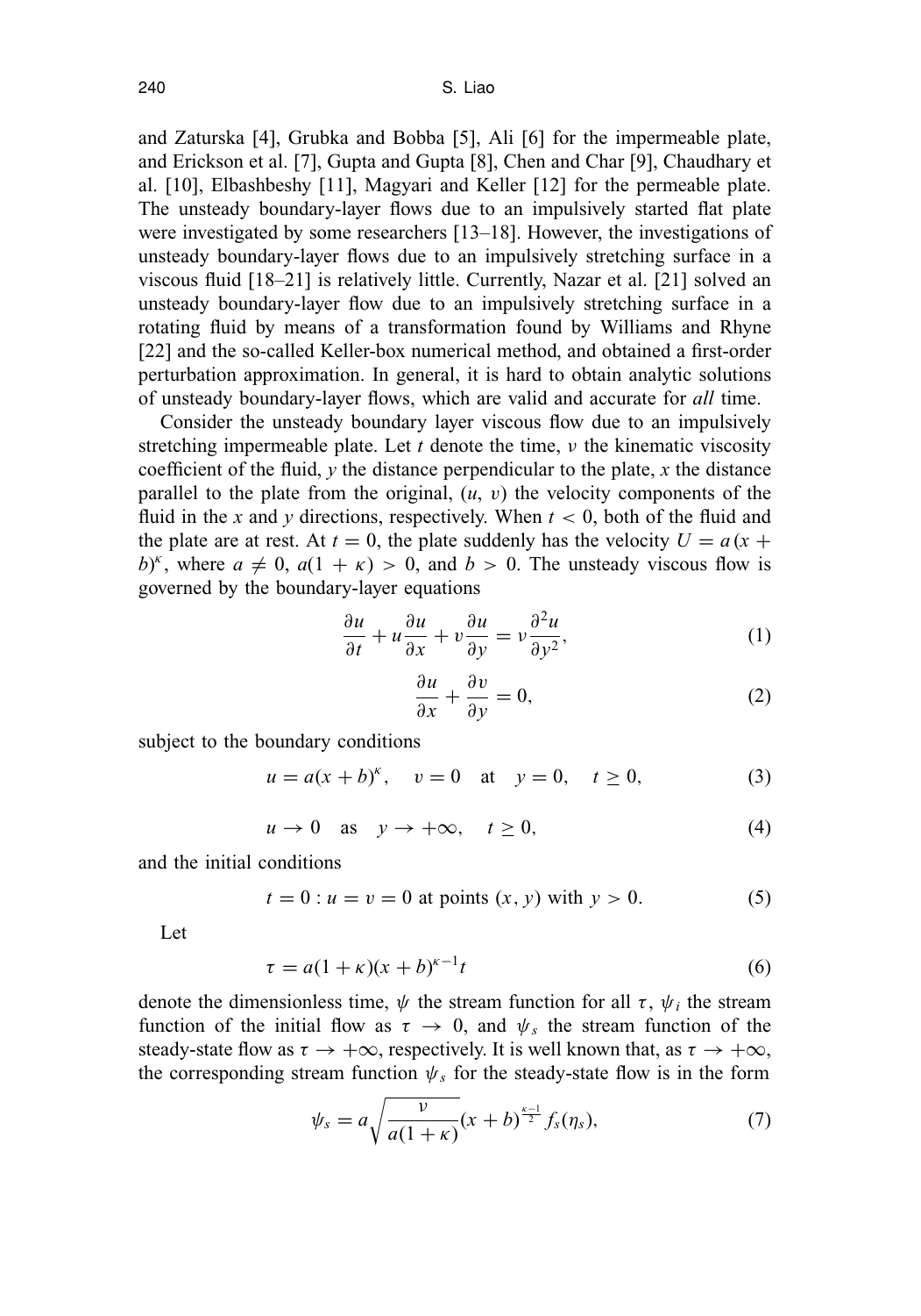and Zaturska [4], Grubka and Bobba [5], Ali [6] for the impermeable plate, and Erickson et al. [7], Gupta and Gupta [8], Chen and Char [9], Chaudhary et al. [10], Elbashbeshy [11], Magyari and Keller [12] for the permeable plate. The unsteady boundary-layer flows due to an impulsively started flat plate were investigated by some researchers [13–18]. However, the investigations of unsteady boundary-layer flows due to an impulsively stretching surface in a viscous fluid [18–21] is relatively little. Currently, Nazar et al. [21] solved an unsteady boundary-layer flow due to an impulsively stretching surface in a rotating fluid by means of a transformation found by Williams and Rhyne [22] and the so-called Keller-box numerical method, and obtained a first-order perturbation approximation. In general, it is hard to obtain analytic solutions of unsteady boundary-layer flows, which are valid and accurate for *all* time.

Consider the unsteady boundary layer viscous flow due to an impulsively stretching impermeable plate. Let $t$ denote the time, $\nu$ the kinematic viscosity coefficient of the fluid, $y$ the distance perpendicular to the plate, $x$ the distance parallel to the plate from the original, $(u, v)$ the velocity components of the fluid in the $x$ and $y$ directions, respectively. When $t < 0$, both of the fluid and the plate are at rest. At $t = 0$, the plate suddenly has the velocity $U = a(x + b)^{\kappa}$, where $a \neq 0$, $a(1 + \kappa) > 0$, and $b > 0$. The unsteady viscous flow is governed by the boundary-layer equations

$$\frac{\partial u}{\partial t} + u\frac{\partial u}{\partial x} + v\frac{\partial u}{\partial y} = \nu\frac{\partial^2 u}{\partial y^2}, \tag{1}$$

$$\frac{\partial u}{\partial x} + \frac{\partial v}{\partial y} = 0, \tag{2}$$

subject to the boundary conditions

$$u = a(x+b)^{\kappa}, \quad v = 0 \quad \text{at} \quad y = 0, \quad t \geq 0, \tag{3}$$

$$u \to 0 \quad \text{as} \quad y \to +\infty, \quad t \geq 0, \tag{4}$$

and the initial conditions

$$t = 0 : u = v = 0 \text{ at points } (x, y) \text{ with } y > 0. \tag{5}$$

Let

$$\tau = a(1+\kappa)(x+b)^{\kappa-1}t \tag{6}$$

denote the dimensionless time, $\psi$ the stream function for all $\tau$, $\psi_i$ the stream function of the initial flow as $\tau \to 0$, and $\psi_s$ the stream function of the steady-state flow as $\tau \to +\infty$, respectively. It is well known that, as $\tau \to +\infty$, the corresponding stream function $\psi_s$ for the steady-state flow is in the form

$$\psi_s = a\sqrt{\frac{\nu}{a(1+\kappa)}}(x+b)^{\frac{\kappa-1}{2}} f_s(\eta_s), \tag{7}$$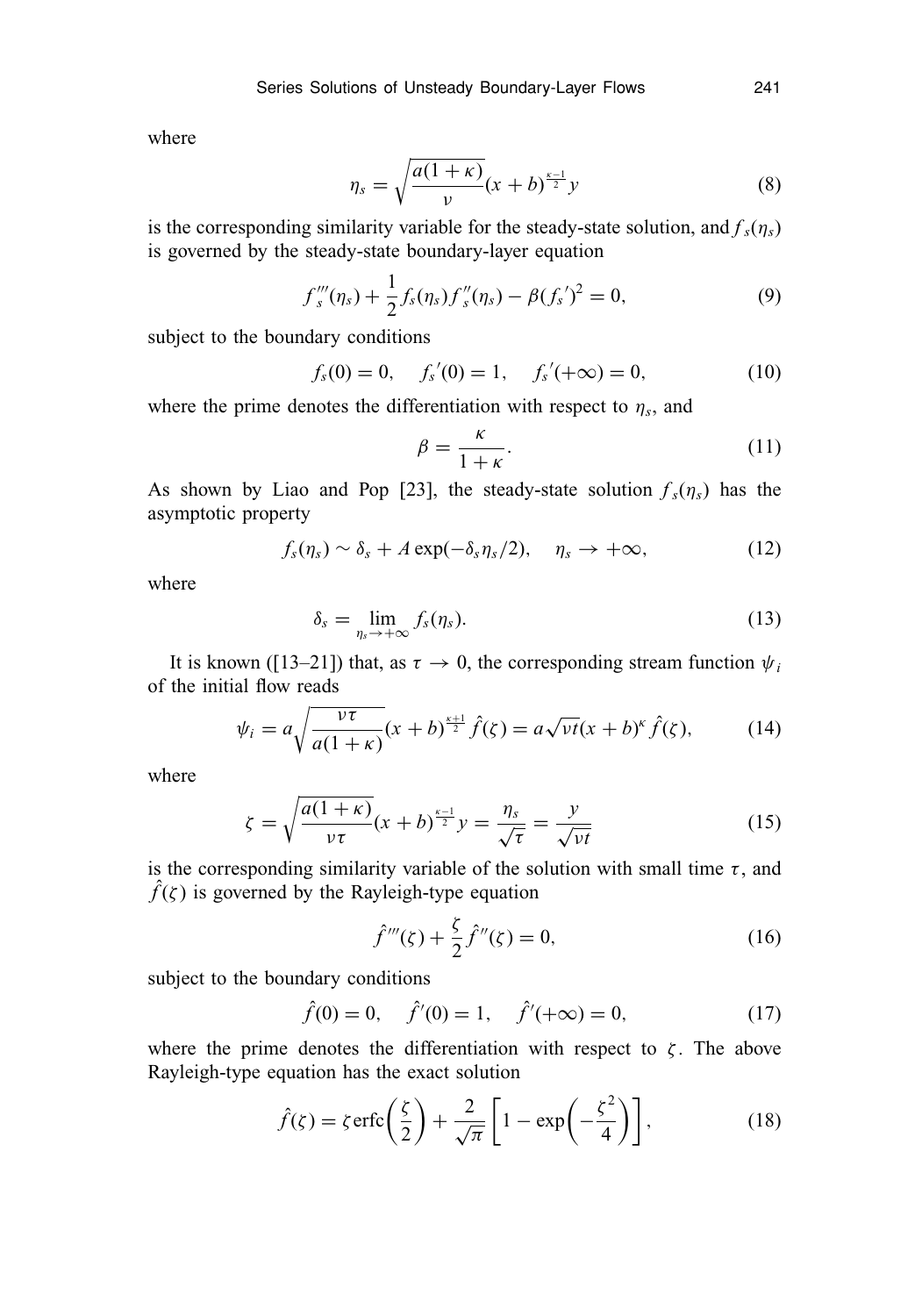where

$$\eta_s = \sqrt{\frac{a(1+\kappa)}{\nu}}(x+b)^{\frac{\kappa-1}{2}} y \tag{8}$$

is the corresponding similarity variable for the steady-state solution, and $f_s(\eta_s)$ is governed by the steady-state boundary-layer equation

$$f_s'''(\eta_s) + \frac{1}{2} f_s(\eta_s) f_s''(\eta_s) - \beta (f_s')^2 = 0, \tag{9}$$

subject to the boundary conditions

$$f_s(0) = 0, \quad f_s'(0) = 1, \quad f_s'(+\infty) = 0, \tag{10}$$

where the prime denotes the differentiation with respect to $\eta_s$, and

$$\beta = \frac{\kappa}{1+\kappa}. \tag{11}$$

As shown by Liao and Pop [23], the steady-state solution $f_s(\eta_s)$ has the asymptotic property

$$f_s(\eta_s) \sim \delta_s + A \exp(-\delta_s \eta_s / 2), \quad \eta_s \to +\infty, \tag{12}$$

where

$$\delta_s = \lim_{\eta_s \to +\infty} f_s(\eta_s). \tag{13}$$

It is known ([13–21]) that, as $\tau \to 0$, the corresponding stream function $\psi_i$ of the initial flow reads

$$\psi_i = a\sqrt{\frac{\nu\tau}{a(1+\kappa)}}(x+b)^{\frac{\kappa+1}{2}} \hat{f}(\zeta) = a\sqrt{\nu t}(x+b)^{\kappa} \hat{f}(\zeta), \tag{14}$$

where

$$\zeta = \sqrt{\frac{a(1+\kappa)}{\nu\tau}}(x+b)^{\frac{\kappa-1}{2}} y = \frac{\eta_s}{\sqrt{\tau}} = \frac{y}{\sqrt{\nu t}} \tag{15}$$

is the corresponding similarity variable of the solution with small time $\tau$, and $\hat{f}(\zeta)$ is governed by the Rayleigh-type equation

$$\hat{f}'''(\zeta) + \frac{\zeta}{2} \hat{f}''(\zeta) = 0, \tag{16}$$

subject to the boundary conditions

$$\hat{f}(0) = 0, \quad \hat{f}'(0) = 1, \quad \hat{f}'(+\infty) = 0, \tag{17}$$

where the prime denotes the differentiation with respect to $\zeta$. The above Rayleigh-type equation has the exact solution

$$\hat{f}(\zeta) = \zeta \operatorname{erfc}\left(\frac{\zeta}{2}\right) + \frac{2}{\sqrt{\pi}}\left[1 - \exp\left(-\frac{\zeta^2}{4}\right)\right], \tag{18}$$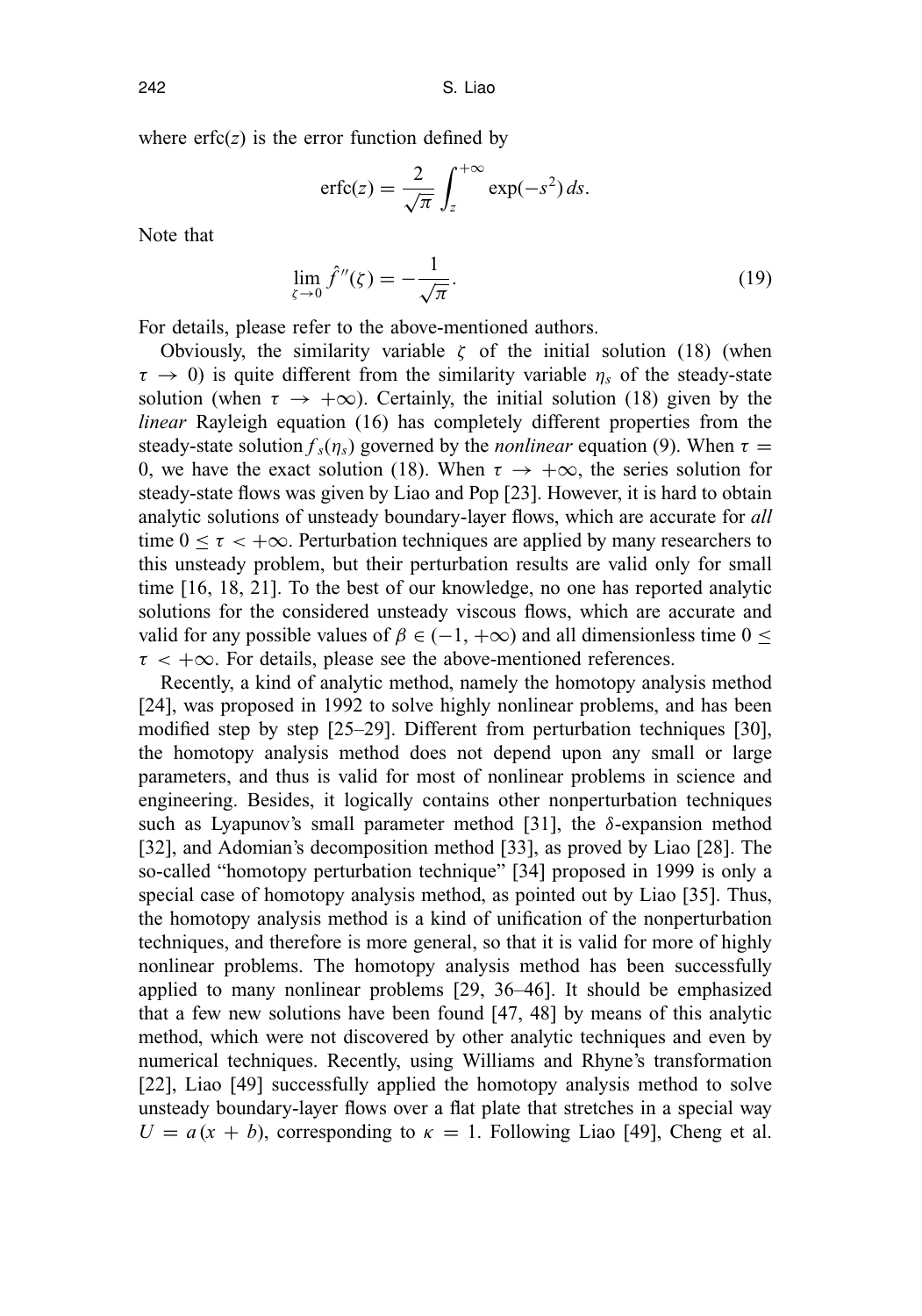where $\operatorname{erfc}(z)$ is the error function defined by

$$\operatorname{erfc}(z) = \frac{2}{\sqrt{\pi}} \int_z^{+\infty} \exp(-s^2)\, ds.$$

Note that

$$\lim_{\zeta \to 0} \hat{f}''(\zeta) = -\frac{1}{\sqrt{\pi}}. \tag{19}$$

For details, please refer to the above-mentioned authors.

Obviously, the similarity variable $\zeta$ of the initial solution (18) (when $\tau \to 0$) is quite different from the similarity variable $\eta_s$ of the steady-state solution (when $\tau \to +\infty$). Certainly, the initial solution (18) given by the *linear* Rayleigh equation (16) has completely different properties from the steady-state solution $f_s(\eta_s)$ governed by the *nonlinear* equation (9). When $\tau = 0$, we have the exact solution (18). When $\tau \to +\infty$, the series solution for steady-state flows was given by Liao and Pop [23]. However, it is hard to obtain analytic solutions of unsteady boundary-layer flows, which are accurate for *all* time $0 \le \tau < +\infty$. Perturbation techniques are applied by many researchers to this unsteady problem, but their perturbation results are valid only for small time [16, 18, 21]. To the best of our knowledge, no one has reported analytic solutions for the considered unsteady viscous flows, which are accurate and valid for any possible values of $\beta \in (-1, +\infty)$ and all dimensionless time $0 \le \tau < +\infty$. For details, please see the above-mentioned references.

Recently, a kind of analytic method, namely the homotopy analysis method [24], was proposed in 1992 to solve highly nonlinear problems, and has been modified step by step [25–29]. Different from perturbation techniques [30], the homotopy analysis method does not depend upon any small or large parameters, and thus is valid for most of nonlinear problems in science and engineering. Besides, it logically contains other nonperturbation techniques such as Lyapunov's small parameter method [31], the $\delta$-expansion method [32], and Adomian's decomposition method [33], as proved by Liao [28]. The so-called "homotopy perturbation technique" [34] proposed in 1999 is only a special case of homotopy analysis method, as pointed out by Liao [35]. Thus, the homotopy analysis method is a kind of unification of the nonperturbation techniques, and therefore is more general, so that it is valid for more of highly nonlinear problems. The homotopy analysis method has been successfully applied to many nonlinear problems [29, 36–46]. It should be emphasized that a few new solutions have been found [47, 48] by means of this analytic method, which were not discovered by other analytic techniques and even by numerical techniques. Recently, using Williams and Rhyne's transformation [22], Liao [49] successfully applied the homotopy analysis method to solve unsteady boundary-layer flows over a flat plate that stretches in a special way $U = a(x + b)$, corresponding to $\kappa = 1$. Following Liao [49], Cheng et al.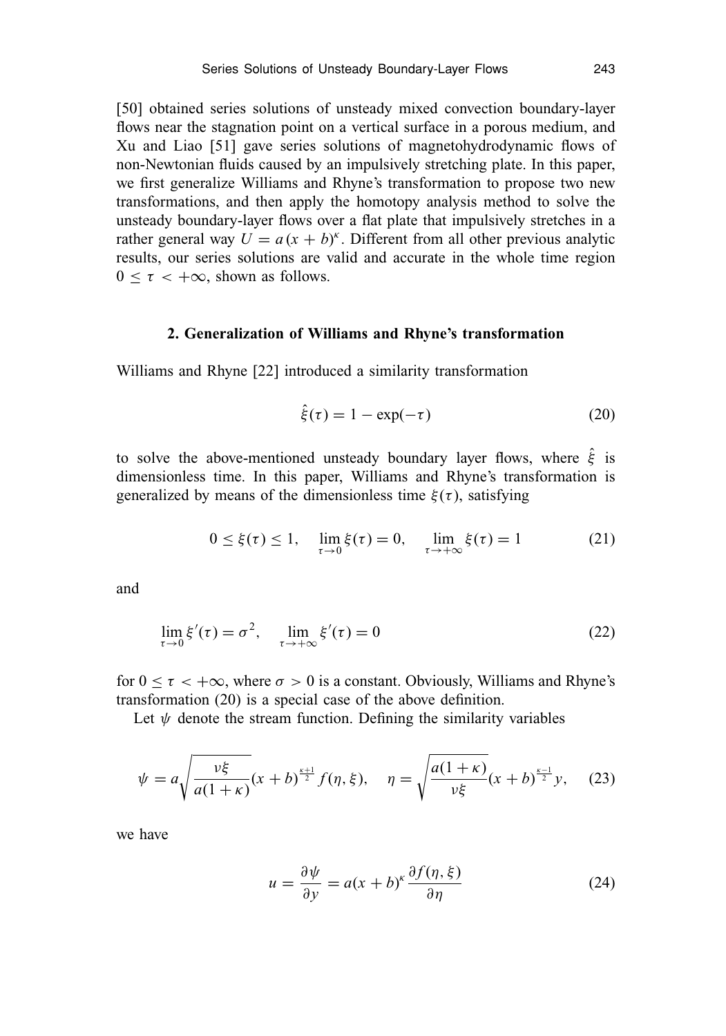[50] obtained series solutions of unsteady mixed convection boundary-layer flows near the stagnation point on a vertical surface in a porous medium, and Xu and Liao [51] gave series solutions of magnetohydrodynamic flows of non-Newtonian fluids caused by an impulsively stretching plate. In this paper, we first generalize Williams and Rhyne's transformation to propose two new transformations, and then apply the homotopy analysis method to solve the unsteady boundary-layer flows over a flat plate that impulsively stretches in a rather general way $U = a(x+b)^{\kappa}$. Different from all other previous analytic results, our series solutions are valid and accurate in the whole time region $0 \le \tau < +\infty$, shown as follows.

## 2. Generalization of Williams and Rhyne's transformation

Williams and Rhyne [22] introduced a similarity transformation

$$\hat{\xi}(\tau) = 1 - \exp(-\tau) \tag{20}$$

to solve the above-mentioned unsteady boundary layer flows, where $\hat{\xi}$ is dimensionless time. In this paper, Williams and Rhyne's transformation is generalized by means of the dimensionless time $\xi(\tau)$, satisfying

$$0 \le \xi(\tau) \le 1, \quad \lim_{\tau \to 0} \xi(\tau) = 0, \quad \lim_{\tau \to +\infty} \xi(\tau) = 1 \tag{21}$$

and

$$\lim_{\tau \to 0} \xi'(\tau) = \sigma^2, \quad \lim_{\tau \to +\infty} \xi'(\tau) = 0 \tag{22}$$

for $0 \le \tau < +\infty$, where $\sigma > 0$ is a constant. Obviously, Williams and Rhyne's transformation (20) is a special case of the above definition.

Let $\psi$ denote the stream function. Defining the similarity variables

$$\psi = a\sqrt{\frac{\nu\xi}{a(1+\kappa)}}(x+b)^{\frac{\kappa+1}{2}} f(\eta, \xi), \quad \eta = \sqrt{\frac{a(1+\kappa)}{\nu\xi}}(x+b)^{\frac{\kappa-1}{2}} y, \tag{23}$$

we have

$$u = \frac{\partial \psi}{\partial y} = a(x+b)^{\kappa} \frac{\partial f(\eta, \xi)}{\partial \eta} \tag{24}$$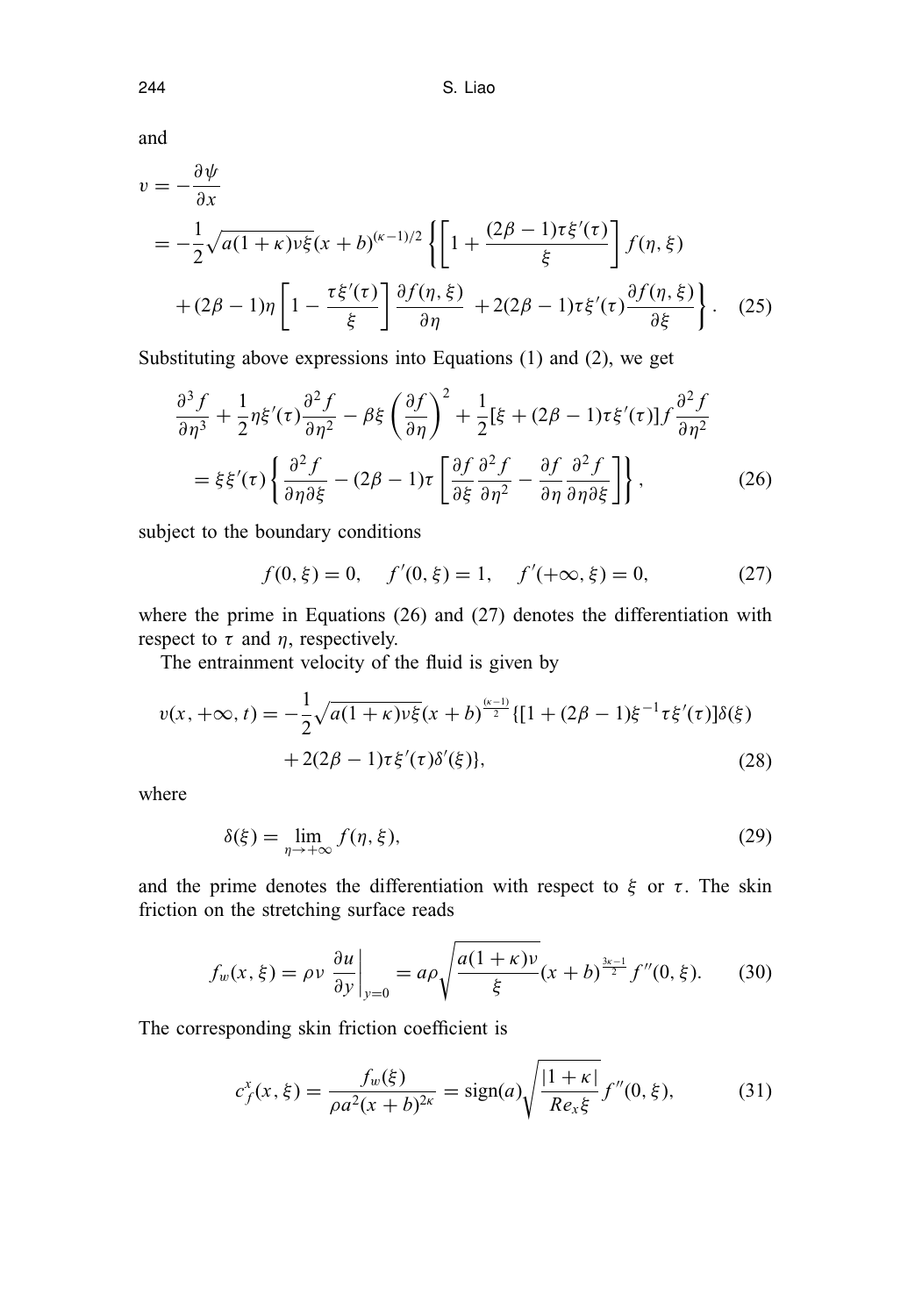and

$$
\begin{aligned}
v &= -\frac{\partial \psi}{\partial x} \\
&= -\frac{1}{2}\sqrt{a(1+\kappa)\nu\xi}(x+b)^{(\kappa-1)/2}\left\{\left[1+\frac{(2\beta-1)\tau\xi'(\tau)}{\xi}\right]f(\eta,\xi)\right. \\
&\quad \left. +(2\beta-1)\eta\left[1-\frac{\tau\xi'(\tau)}{\xi}\right]\frac{\partial f(\eta,\xi)}{\partial \eta} + 2(2\beta-1)\tau\xi'(\tau)\frac{\partial f(\eta,\xi)}{\partial \xi}\right\}. \quad (25)
\end{aligned}
$$

Substituting above expressions into Equations (1) and (2), we get

$$
\begin{aligned}
&\frac{\partial^3 f}{\partial \eta^3} + \frac{1}{2}\eta\xi'(\tau)\frac{\partial^2 f}{\partial \eta^2} - \beta\xi\left(\frac{\partial f}{\partial \eta}\right)^2 + \frac{1}{2}[\xi + (2\beta-1)\tau\xi'(\tau)]f\frac{\partial^2 f}{\partial \eta^2} \\
&= \xi\xi'(\tau)\left\{\frac{\partial^2 f}{\partial \eta \partial \xi} - (2\beta-1)\tau\left[\frac{\partial f}{\partial \xi}\frac{\partial^2 f}{\partial \eta^2} - \frac{\partial f}{\partial \eta}\frac{\partial^2 f}{\partial \eta \partial \xi}\right]\right\}, \quad (26)
\end{aligned}
$$

subject to the boundary conditions

$$
f(0,\xi) = 0, \quad f'(0,\xi) = 1, \quad f'(+\infty,\xi) = 0, \quad (27)
$$

where the prime in Equations (26) and (27) denotes the differentiation with respect to $\tau$ and $\eta$, respectively.

The entrainment velocity of the fluid is given by

$$
\begin{aligned}
v(x,+\infty,t) &= -\frac{1}{2}\sqrt{a(1+\kappa)\nu\xi}(x+b)^{\frac{(\kappa-1)}{2}}\{[1+(2\beta-1)\xi^{-1}\tau\xi'(\tau)]\delta(\xi) \\
&\quad + 2(2\beta-1)\tau\xi'(\tau)\delta'(\xi)\}, \quad (28)
\end{aligned}
$$

where

$$
\delta(\xi) = \lim_{\eta\to+\infty} f(\eta,\xi), \quad (29)
$$

and the prime denotes the differentiation with respect to $\xi$ or $\tau$. The skin friction on the stretching surface reads

$$
f_w(x,\xi) = \rho\nu\left.\frac{\partial u}{\partial y}\right|_{y=0} = a\rho\sqrt{\frac{a(1+\kappa)\nu}{\xi}}(x+b)^{\frac{3\kappa-1}{2}}f''(0,\xi). \quad (30)
$$

The corresponding skin friction coefficient is

$$
c_f^x(x,\xi) = \frac{f_w(\xi)}{\rho a^2 (x+b)^{2\kappa}} = \mathrm{sign}(a)\sqrt{\frac{|1+\kappa|}{Re_x \xi}}f''(0,\xi), \quad (31)
$$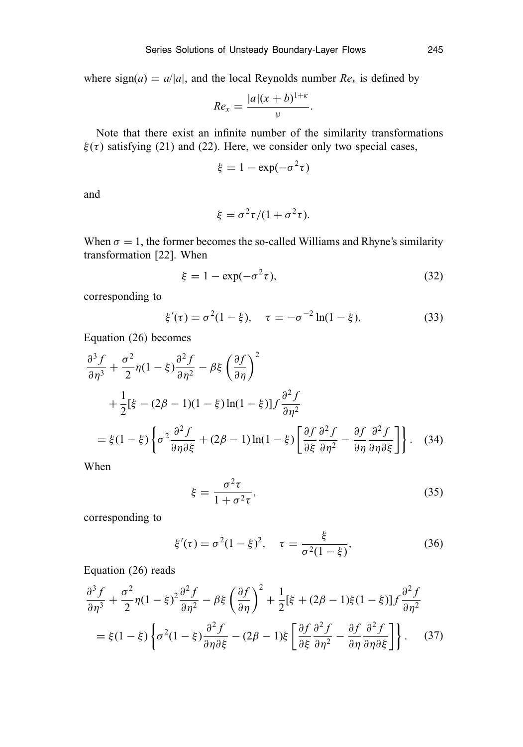where $\text{sign}(a) = a/|a|$, and the local Reynolds number $Re_x$ is defined by

$$Re_x = \frac{|a|(x+b)^{1+\kappa}}{\nu}.$$

Note that there exist an infinite number of the similarity transformations $\xi(\tau)$ satisfying (21) and (22). Here, we consider only two special cases,

$$\xi = 1 - \exp(-\sigma^2 \tau)$$

and

$$\xi = \sigma^2 \tau / (1 + \sigma^2 \tau).$$

When $\sigma = 1$, the former becomes the so-called Williams and Rhyne's similarity transformation [22]. When

$$\xi = 1 - \exp(-\sigma^2 \tau), \tag{32}$$

corresponding to

$$\xi'(\tau) = \sigma^2 (1 - \xi), \quad \tau = -\sigma^{-2} \ln(1 - \xi), \tag{33}$$

Equation (26) becomes

$$\begin{aligned}
&\frac{\partial^3 f}{\partial \eta^3} + \frac{\sigma^2}{2} \eta (1 - \xi) \frac{\partial^2 f}{\partial \eta^2} - \beta \xi \left( \frac{\partial f}{\partial \eta} \right)^2 \\
&\quad + \frac{1}{2} [\xi - (2\beta - 1)(1 - \xi) \ln(1 - \xi)] f \frac{\partial^2 f}{\partial \eta^2} \\
&= \xi (1 - \xi) \left\{ \sigma^2 \frac{\partial^2 f}{\partial \eta \partial \xi} + (2\beta - 1) \ln(1 - \xi) \left[ \frac{\partial f}{\partial \xi} \frac{\partial^2 f}{\partial \eta^2} - \frac{\partial f}{\partial \eta} \frac{\partial^2 f}{\partial \eta \partial \xi} \right] \right\}.
\end{aligned} \tag{34}$$

When

$$\xi = \frac{\sigma^2 \tau}{1 + \sigma^2 \tau}, \tag{35}$$

corresponding to

$$\xi'(\tau) = \sigma^2 (1 - \xi)^2, \quad \tau = \frac{\xi}{\sigma^2 (1 - \xi)}, \tag{36}$$

Equation (26) reads

$$\begin{aligned}
&\frac{\partial^3 f}{\partial \eta^3} + \frac{\sigma^2}{2} \eta (1 - \xi)^2 \frac{\partial^2 f}{\partial \eta^2} - \beta \xi \left( \frac{\partial f}{\partial \eta} \right)^2 + \frac{1}{2} [\xi + (2\beta - 1) \xi (1 - \xi)] f \frac{\partial^2 f}{\partial \eta^2} \\
&= \xi (1 - \xi) \left\{ \sigma^2 (1 - \xi) \frac{\partial^2 f}{\partial \eta \partial \xi} - (2\beta - 1) \xi \left[ \frac{\partial f}{\partial \xi} \frac{\partial^2 f}{\partial \eta^2} - \frac{\partial f}{\partial \eta} \frac{\partial^2 f}{\partial \eta \partial \xi} \right] \right\}.
\end{aligned} \tag{37}$$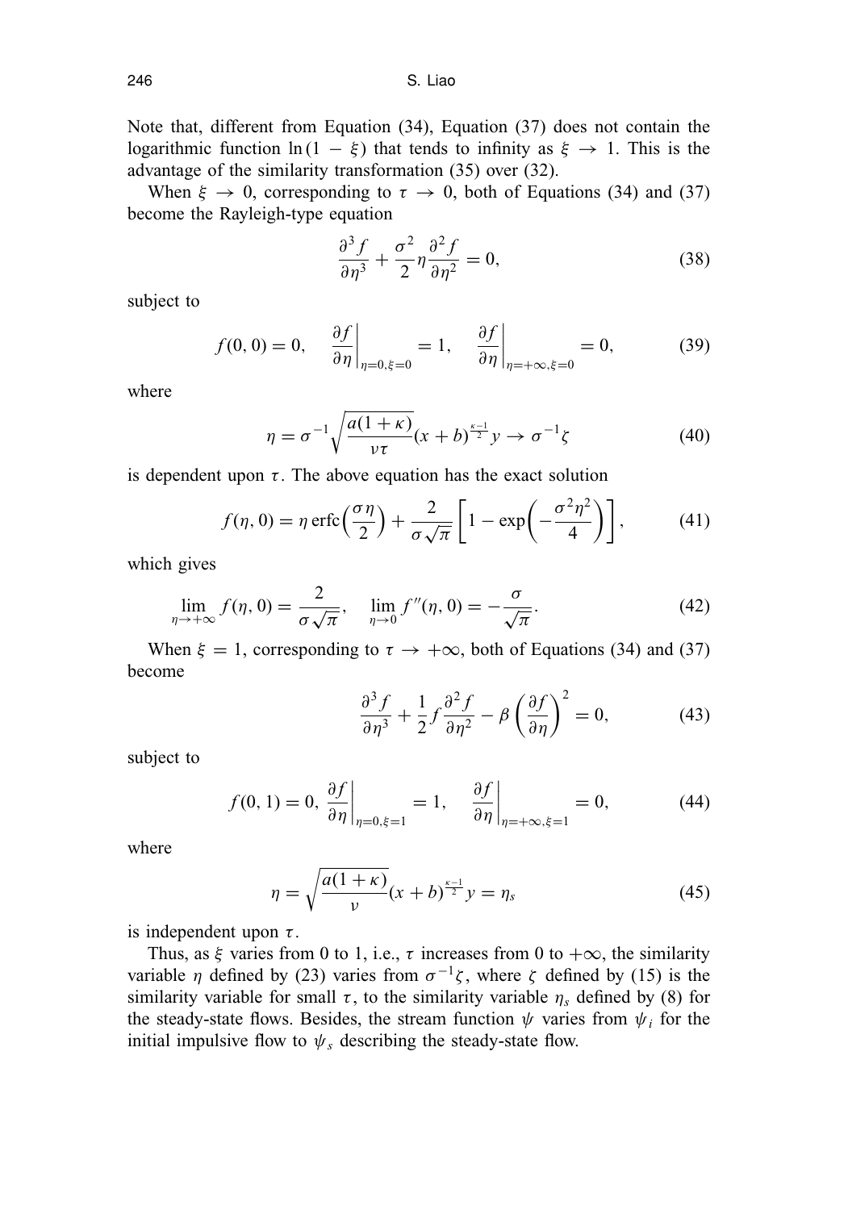Note that, different from Equation (34), Equation (37) does not contain the logarithmic function $\ln(1-\xi)$ that tends to infinity as $\xi \to 1$. This is the advantage of the similarity transformation (35) over (32).

When $\xi \to 0$, corresponding to $\tau \to 0$, both of Equations (34) and (37) become the Rayleigh-type equation

$$\frac{\partial^3 f}{\partial \eta^3} + \frac{\sigma^2}{2}\eta \frac{\partial^2 f}{\partial \eta^2} = 0, \tag{38}$$

subject to

$$f(0,0) = 0, \quad \left.\frac{\partial f}{\partial \eta}\right|_{\eta=0,\xi=0} = 1, \quad \left.\frac{\partial f}{\partial \eta}\right|_{\eta=+\infty,\xi=0} = 0, \tag{39}$$

where

$$\eta = \sigma^{-1}\sqrt{\frac{a(1+\kappa)}{\nu\tau}}(x+b)^{\frac{\kappa-1}{2}}y \to \sigma^{-1}\zeta \tag{40}$$

is dependent upon $\tau$. The above equation has the exact solution

$$f(\eta, 0) = \eta\,\mathrm{erfc}\left(\frac{\sigma\eta}{2}\right) + \frac{2}{\sigma\sqrt{\pi}}\left[1 - \exp\left(-\frac{\sigma^2\eta^2}{4}\right)\right], \tag{41}$$

which gives

$$\lim_{\eta\to+\infty} f(\eta,0) = \frac{2}{\sigma\sqrt{\pi}}, \quad \lim_{\eta\to 0} f''(\eta,0) = -\frac{\sigma}{\sqrt{\pi}}. \tag{42}$$

When $\xi = 1$, corresponding to $\tau \to +\infty$, both of Equations (34) and (37) become

$$\frac{\partial^3 f}{\partial \eta^3} + \frac{1}{2} f \frac{\partial^2 f}{\partial \eta^2} - \beta\left(\frac{\partial f}{\partial \eta}\right)^2 = 0, \tag{43}$$

subject to

$$f(0,1) = 0, \; \left.\frac{\partial f}{\partial \eta}\right|_{\eta=0,\xi=1} = 1, \quad \left.\frac{\partial f}{\partial \eta}\right|_{\eta=+\infty,\xi=1} = 0, \tag{44}$$

where

$$\eta = \sqrt{\frac{a(1+\kappa)}{\nu}}(x+b)^{\frac{\kappa-1}{2}}y = \eta_s \tag{45}$$

is independent upon $\tau$.

Thus, as $\xi$ varies from 0 to 1, i.e., $\tau$ increases from 0 to $+\infty$, the similarity variable $\eta$ defined by (23) varies from $\sigma^{-1}\zeta$, where $\zeta$ defined by (15) is the similarity variable for small $\tau$, to the similarity variable $\eta_s$ defined by (8) for the steady-state flows. Besides, the stream function $\psi$ varies from $\psi_i$ for the initial impulsive flow to $\psi_s$ describing the steady-state flow.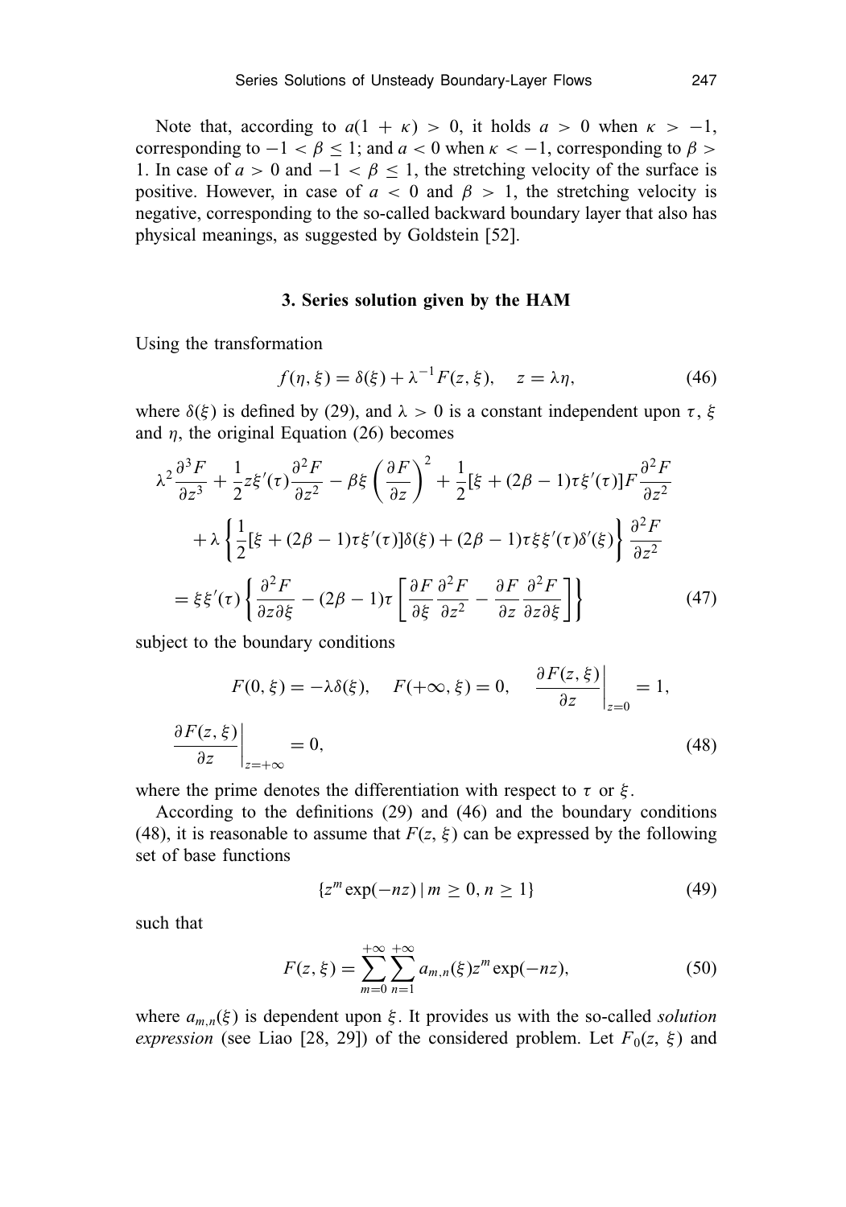Note that, according to $a(1 + \kappa) > 0$, it holds $a > 0$ when $\kappa > -1$, corresponding to $-1 < \beta \leq 1$; and $a < 0$ when $\kappa < -1$, corresponding to $\beta > 1$. In case of $a > 0$ and $-1 < \beta \leq 1$, the stretching velocity of the surface is positive. However, in case of $a < 0$ and $\beta > 1$, the stretching velocity is negative, corresponding to the so-called backward boundary layer that also has physical meanings, as suggested by Goldstein [52].

### 3. Series solution given by the HAM

Using the transformation

$$f(\eta, \xi) = \delta(\xi) + \lambda^{-1} F(z, \xi), \quad z = \lambda \eta, \tag{46}$$

where $\delta(\xi)$ is defined by (29), and $\lambda > 0$ is a constant independent upon $\tau$, $\xi$ and $\eta$, the original Equation (26) becomes

$$\begin{aligned}
&\lambda^2 \frac{\partial^3 F}{\partial z^3} + \frac{1}{2} z \xi'(\tau) \frac{\partial^2 F}{\partial z^2} - \beta \xi \left(\frac{\partial F}{\partial z}\right)^2 + \frac{1}{2}[\xi + (2\beta - 1)\tau \xi'(\tau)] F \frac{\partial^2 F}{\partial z^2} \\
&\quad + \lambda \left\{ \frac{1}{2}[\xi + (2\beta - 1)\tau \xi'(\tau)]\delta(\xi) + (2\beta - 1)\tau \xi \xi'(\tau)\delta'(\xi) \right\} \frac{\partial^2 F}{\partial z^2} \\
&= \xi \xi'(\tau) \left\{ \frac{\partial^2 F}{\partial z \partial \xi} - (2\beta - 1)\tau \left[ \frac{\partial F}{\partial \xi} \frac{\partial^2 F}{\partial z^2} - \frac{\partial F}{\partial z} \frac{\partial^2 F}{\partial z \partial \xi} \right] \right\}
\end{aligned} \tag{47}$$

subject to the boundary conditions

$$F(0, \xi) = -\lambda \delta(\xi), \quad F(+\infty, \xi) = 0, \quad \left. \frac{\partial F(z, \xi)}{\partial z} \right|_{z=0} = 1,$$

$$\left. \frac{\partial F(z, \xi)}{\partial z} \right|_{z=+\infty} = 0, \tag{48}$$

where the prime denotes the differentiation with respect to $\tau$ or $\xi$.

According to the definitions (29) and (46) and the boundary conditions (48), it is reasonable to assume that $F(z, \xi)$ can be expressed by the following set of base functions

$$\{z^m \exp(-nz) \,|\, m \geq 0, n \geq 1\} \tag{49}$$

such that

$$F(z, \xi) = \sum_{m=0}^{+\infty} \sum_{n=1}^{+\infty} a_{m,n}(\xi) z^m \exp(-nz), \tag{50}$$

where $a_{m,n}(\xi)$ is dependent upon $\xi$. It provides us with the so-called *solution expression* (see Liao [28, 29]) of the considered problem. Let $F_0(z, \xi)$ and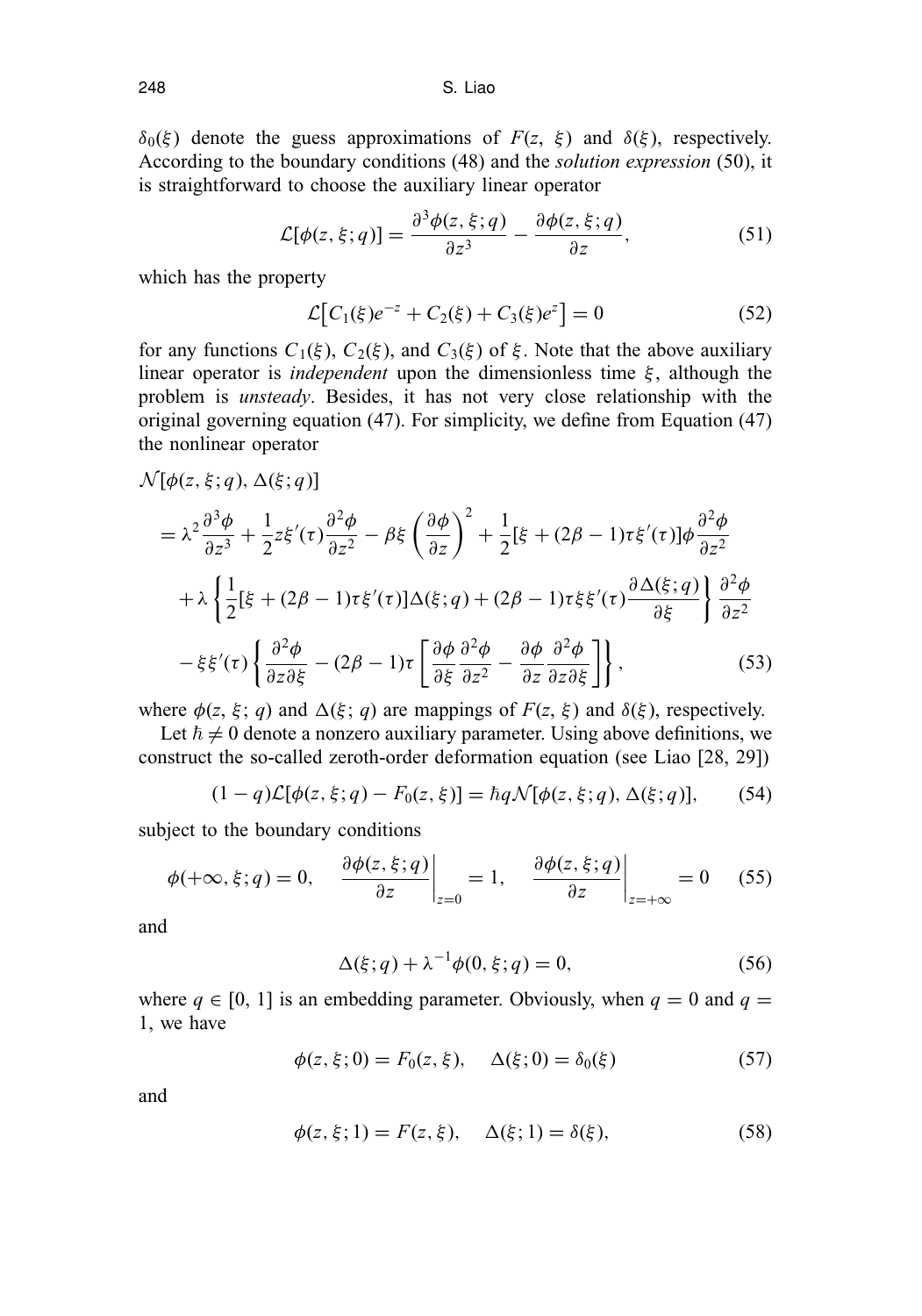$\delta_0(\xi)$ denote the guess approximations of $F(z, \xi)$ and $\delta(\xi)$, respectively. According to the boundary conditions (48) and the *solution expression* (50), it is straightforward to choose the auxiliary linear operator

$$\mathcal{L}[\phi(z, \xi; q)] = \frac{\partial^3 \phi(z, \xi; q)}{\partial z^3} - \frac{\partial \phi(z, \xi; q)}{\partial z}, \tag{51}$$

which has the property

$$\mathcal{L}\left[C_1(\xi)e^{-z} + C_2(\xi) + C_3(\xi)e^{z}\right] = 0 \tag{52}$$

for any functions $C_1(\xi)$, $C_2(\xi)$, and $C_3(\xi)$ of $\xi$. Note that the above auxiliary linear operator is *independent* upon the dimensionless time $\xi$, although the problem is *unsteady*. Besides, it has not very close relationship with the original governing equation (47). For simplicity, we define from Equation (47) the nonlinear operator

$$\begin{aligned}
&\mathcal{N}[\phi(z, \xi; q), \Delta(\xi; q)] \\
&= \lambda^2 \frac{\partial^3 \phi}{\partial z^3} + \frac{1}{2} z \xi'(\tau) \frac{\partial^2 \phi}{\partial z^2} - \beta \xi \left(\frac{\partial \phi}{\partial z}\right)^2 + \frac{1}{2}[\xi + (2\beta - 1)\tau \xi'(\tau)]\phi \frac{\partial^2 \phi}{\partial z^2} \\
&\quad + \lambda \left\{ \frac{1}{2}[\xi + (2\beta - 1)\tau \xi'(\tau)]\Delta(\xi; q) + (2\beta - 1)\tau \xi \xi'(\tau) \frac{\partial \Delta(\xi; q)}{\partial \xi} \right\} \frac{\partial^2 \phi}{\partial z^2} \\
&\quad - \xi \xi'(\tau) \left\{ \frac{\partial^2 \phi}{\partial z \partial \xi} - (2\beta - 1)\tau \left[ \frac{\partial \phi}{\partial \xi} \frac{\partial^2 \phi}{\partial z^2} - \frac{\partial \phi}{\partial z} \frac{\partial^2 \phi}{\partial z \partial \xi} \right] \right\},
\end{aligned} \tag{53}$$

where $\phi(z, \xi; q)$ and $\Delta(\xi; q)$ are mappings of $F(z, \xi)$ and $\delta(\xi)$, respectively.

Let $\hbar \neq 0$ denote a nonzero auxiliary parameter. Using above definitions, we construct the so-called zeroth-order deformation equation (see Liao [28, 29])

$$(1 - q)\mathcal{L}[\phi(z, \xi; q) - F_0(z, \xi)] = \hbar q \mathcal{N}[\phi(z, \xi; q), \Delta(\xi; q)], \tag{54}$$

subject to the boundary conditions

$$\phi(+\infty, \xi; q) = 0, \quad \left.\frac{\partial \phi(z, \xi; q)}{\partial z}\right|_{z=0} = 1, \quad \left.\frac{\partial \phi(z, \xi; q)}{\partial z}\right|_{z=+\infty} = 0 \tag{55}$$

and

$$\Delta(\xi; q) + \lambda^{-1}\phi(0, \xi; q) = 0, \tag{56}$$

where $q \in [0, 1]$ is an embedding parameter. Obviously, when $q = 0$ and $q = 1$, we have

$$\phi(z, \xi; 0) = F_0(z, \xi), \quad \Delta(\xi; 0) = \delta_0(\xi) \tag{57}$$

and

$$\phi(z, \xi; 1) = F(z, \xi), \quad \Delta(\xi; 1) = \delta(\xi), \tag{58}$$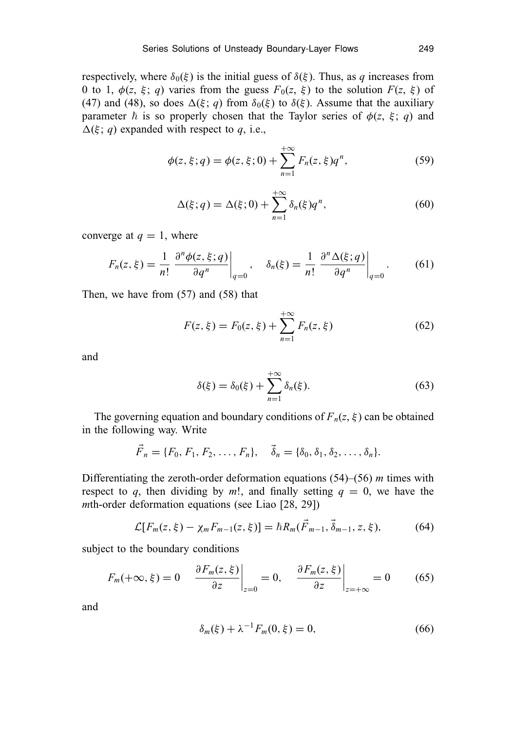respectively, where $\delta_0(\xi)$ is the initial guess of $\delta(\xi)$. Thus, as $q$ increases from 0 to 1, $\phi(z, \xi; q)$ varies from the guess $F_0(z, \xi)$ to the solution $F(z, \xi)$ of (47) and (48), so does $\Delta(\xi; q)$ from $\delta_0(\xi)$ to $\delta(\xi)$. Assume that the auxiliary parameter $\hbar$ is so properly chosen that the Taylor series of $\phi(z, \xi; q)$ and $\Delta(\xi; q)$ expanded with respect to $q$, i.e.,

$$\phi(z, \xi; q) = \phi(z, \xi; 0) + \sum_{n=1}^{+\infty} F_n(z, \xi) q^n, \tag{59}$$

$$\Delta(\xi; q) = \Delta(\xi; 0) + \sum_{n=1}^{+\infty} \delta_n(\xi) q^n, \tag{60}$$

converge at $q = 1$, where

$$F_n(z, \xi) = \frac{1}{n!} \left. \frac{\partial^n \phi(z, \xi; q)}{\partial q^n} \right|_{q=0}, \quad \delta_n(\xi) = \frac{1}{n!} \left. \frac{\partial^n \Delta(\xi; q)}{\partial q^n} \right|_{q=0}. \tag{61}$$

Then, we have from (57) and (58) that

$$F(z, \xi) = F_0(z, \xi) + \sum_{n=1}^{+\infty} F_n(z, \xi) \tag{62}$$

and

$$\delta(\xi) = \delta_0(\xi) + \sum_{n=1}^{+\infty} \delta_n(\xi). \tag{63}$$

The governing equation and boundary conditions of $F_n(z, \xi)$ can be obtained in the following way. Write

$$\vec{F}_n = \{F_0, F_1, F_2, \ldots, F_n\}, \quad \vec{\delta}_n = \{\delta_0, \delta_1, \delta_2, \ldots, \delta_n\}.$$

Differentiating the zeroth-order deformation equations (54)–(56) $m$ times with respect to $q$, then dividing by $m!$, and finally setting $q = 0$, we have the $m$th-order deformation equations (see Liao [28, 29])

$$\mathcal{L}[F_m(z, \xi) - \chi_m F_{m-1}(z, \xi)] = \hbar R_m(\vec{F}_{m-1}, \vec{\delta}_{m-1}, z, \xi), \tag{64}$$

subject to the boundary conditions

$$F_m(+\infty, \xi) = 0 \quad \left. \frac{\partial F_m(z, \xi)}{\partial z} \right|_{z=0} = 0, \quad \left. \frac{\partial F_m(z, \xi)}{\partial z} \right|_{z=+\infty} = 0 \tag{65}$$

and

$$\delta_m(\xi) + \lambda^{-1} F_m(0, \xi) = 0, \tag{66}$$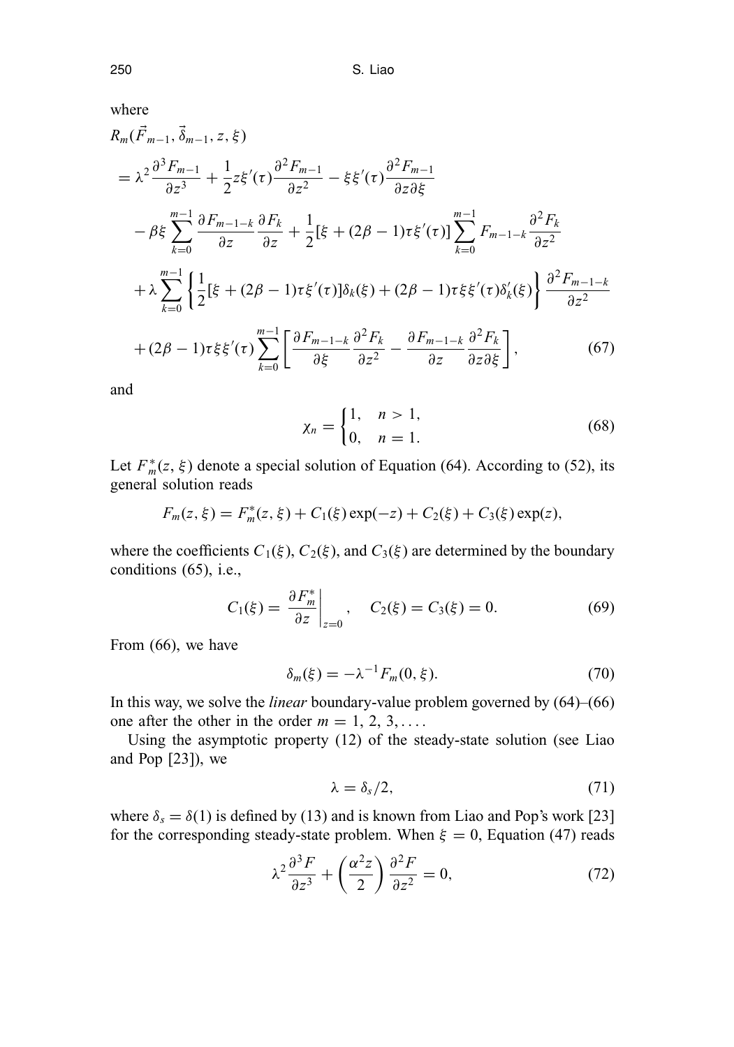where

$$
\begin{aligned}
&R_m(\vec{F}_{m-1}, \vec{\delta}_{m-1}, z, \xi) \\
&= \lambda^2 \frac{\partial^3 F_{m-1}}{\partial z^3} + \frac{1}{2} z \xi'(\tau) \frac{\partial^2 F_{m-1}}{\partial z^2} - \xi \xi'(\tau) \frac{\partial^2 F_{m-1}}{\partial z \partial \xi} \\
&\quad - \beta \xi \sum_{k=0}^{m-1} \frac{\partial F_{m-1-k}}{\partial z} \frac{\partial F_k}{\partial z} + \frac{1}{2}[\xi + (2\beta - 1)\tau \xi'(\tau)] \sum_{k=0}^{m-1} F_{m-1-k} \frac{\partial^2 F_k}{\partial z^2} \\
&\quad + \lambda \sum_{k=0}^{m-1} \left\{ \frac{1}{2}[\xi + (2\beta - 1)\tau \xi'(\tau)] \delta_k(\xi) + (2\beta - 1)\tau \xi \xi'(\tau) \delta_k'(\xi) \right\} \frac{\partial^2 F_{m-1-k}}{\partial z^2} \\
&\quad + (2\beta - 1)\tau \xi \xi'(\tau) \sum_{k=0}^{m-1} \left[ \frac{\partial F_{m-1-k}}{\partial \xi} \frac{\partial^2 F_k}{\partial z^2} - \frac{\partial F_{m-1-k}}{\partial z} \frac{\partial^2 F_k}{\partial z \partial \xi} \right],
\end{aligned}
\tag{67}
$$

and

$$
\chi_n = \begin{cases} 1, & n > 1, \\ 0, & n = 1. \end{cases} \tag{68}
$$

Let $F_m^*(z, \xi)$ denote a special solution of Equation (64). According to (52), its general solution reads

$$
F_m(z, \xi) = F_m^*(z, \xi) + C_1(\xi) \exp(-z) + C_2(\xi) + C_3(\xi) \exp(z),
$$

where the coefficients $C_1(\xi)$, $C_2(\xi)$, and $C_3(\xi)$ are determined by the boundary conditions (65), i.e.,

$$
C_1(\xi) = \left. \frac{\partial F_m^*}{\partial z} \right|_{z=0}, \quad C_2(\xi) = C_3(\xi) = 0. \tag{69}
$$

From (66), we have

$$
\delta_m(\xi) = -\lambda^{-1} F_m(0, \xi). \tag{70}
$$

In this way, we solve the *linear* boundary-value problem governed by (64)–(66) one after the other in the order $m = 1, 2, 3, \ldots$.

Using the asymptotic property (12) of the steady-state solution (see Liao and Pop [23]), we

$$
\lambda = \delta_s / 2, \tag{71}
$$

where $\delta_s = \delta(1)$ is defined by (13) and is known from Liao and Pop's work [23] for the corresponding steady-state problem. When $\xi = 0$, Equation (47) reads

$$
\lambda^2 \frac{\partial^3 F}{\partial z^3} + \left( \frac{\alpha^2 z}{2} \right) \frac{\partial^2 F}{\partial z^2} = 0, \tag{72}
$$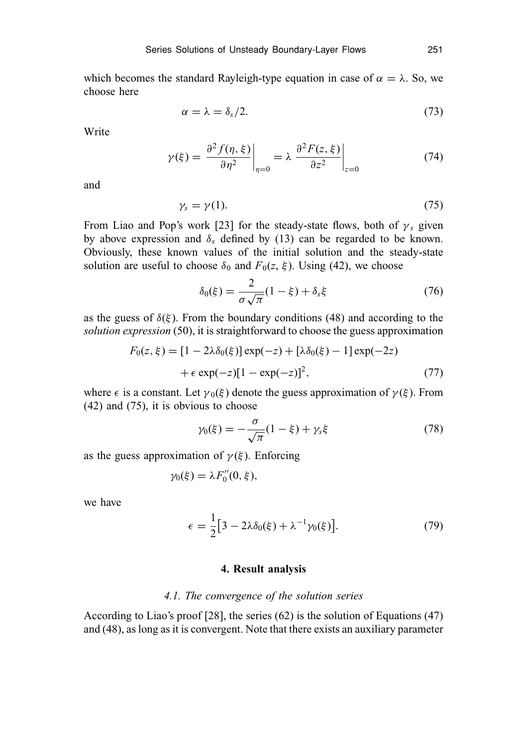which becomes the standard Rayleigh-type equation in case of $\alpha = \lambda$. So, we choose here

$$\alpha = \lambda = \delta_s/2. \tag{73}$$

Write

$$\gamma(\xi) = \left.\frac{\partial^2 f(\eta, \xi)}{\partial \eta^2}\right|_{\eta=0} = \lambda \left.\frac{\partial^2 F(z, \xi)}{\partial z^2}\right|_{z=0} \tag{74}$$

and

$$\gamma_s = \gamma(1). \tag{75}$$

From Liao and Pop's work [23] for the steady-state flows, both of $\gamma_s$ given by above expression and $\delta_s$ defined by (13) can be regarded to be known. Obviously, these known values of the initial solution and the steady-state solution are useful to choose $\delta_0$ and $F_0(z, \xi)$. Using (42), we choose

$$\delta_0(\xi) = \frac{2}{\sigma\sqrt{\pi}}(1-\xi) + \delta_s \xi \tag{76}$$

as the guess of $\delta(\xi)$. From the boundary conditions (48) and according to the *solution expression* (50), it is straightforward to choose the guess approximation

$$\begin{aligned} F_0(z, \xi) = {} & [1 - 2\lambda\delta_0(\xi)]\exp(-z) + [\lambda\delta_0(\xi) - 1]\exp(-2z) \\ & + \epsilon \exp(-z)[1 - \exp(-z)]^2, \end{aligned} \tag{77}$$

where $\epsilon$ is a constant. Let $\gamma_0(\xi)$ denote the guess approximation of $\gamma(\xi)$. From (42) and (75), it is obvious to choose

$$\gamma_0(\xi) = -\frac{\sigma}{\sqrt{\pi}}(1-\xi) + \gamma_s \xi \tag{78}$$

as the guess approximation of $\gamma(\xi)$. Enforcing

$$\gamma_0(\xi) = \lambda F_0''(0, \xi),$$

we have

$$\epsilon = \frac{1}{2}\left[3 - 2\lambda\delta_0(\xi) + \lambda^{-1}\gamma_0(\xi)\right]. \tag{79}$$

## 4. Result analysis

### *4.1. The convergence of the solution series*

According to Liao's proof [28], the series (62) is the solution of Equations (47) and (48), as long as it is convergent. Note that there exists an auxiliary parameter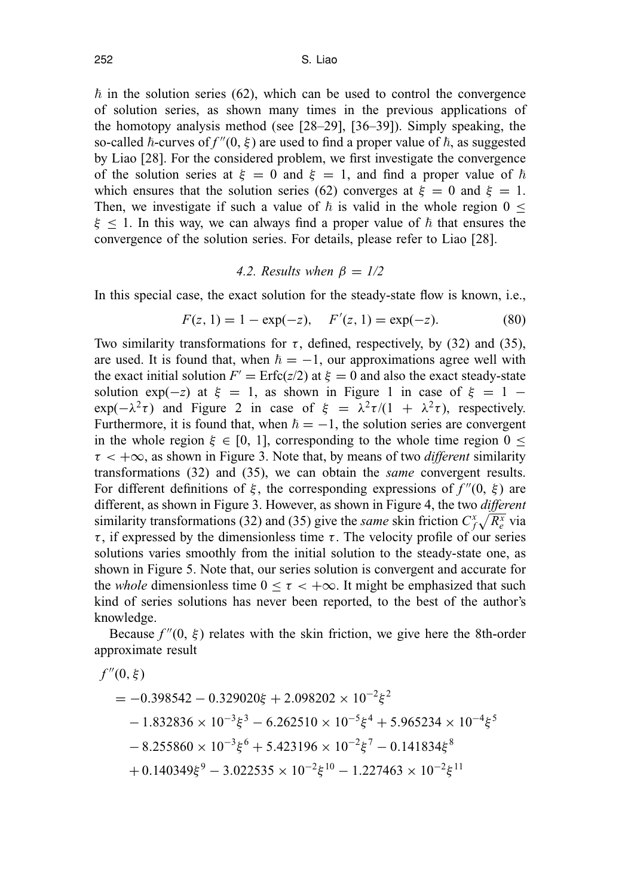$\hbar$ in the solution series (62), which can be used to control the convergence of solution series, as shown many times in the previous applications of the homotopy analysis method (see [28–29], [36–39]). Simply speaking, the so-called $\hbar$-curves of $f''(0,\xi)$ are used to find a proper value of $\hbar$, as suggested by Liao [28]. For the considered problem, we first investigate the convergence of the solution series at $\xi = 0$ and $\xi = 1$, and find a proper value of $\hbar$ which ensures that the solution series (62) converges at $\xi = 0$ and $\xi = 1$. Then, we investigate if such a value of $\hbar$ is valid in the whole region $0 \leq \xi \leq 1$. In this way, we can always find a proper value of $\hbar$ that ensures the convergence of the solution series. For details, please refer to Liao [28].

### *4.2. Results when $\beta = 1/2$*

In this special case, the exact solution for the steady-state flow is known, i.e.,

$$F(z,1) = 1 - \exp(-z), \quad F'(z,1) = \exp(-z). \tag{80}$$

Two similarity transformations for $\tau$, defined, respectively, by (32) and (35), are used. It is found that, when $\hbar = -1$, our approximations agree well with the exact initial solution $F' = \mathrm{Erfc}(z/2)$ at $\xi = 0$ and also the exact steady-state solution $\exp(-z)$ at $\xi = 1$, as shown in Figure 1 in case of $\xi = 1 - \exp(-\lambda^2\tau)$ and Figure 2 in case of $\xi = \lambda^2\tau/(1 + \lambda^2\tau)$, respectively. Furthermore, it is found that, when $\hbar = -1$, the solution series are convergent in the whole region $\xi \in [0, 1]$, corresponding to the whole time region $0 \leq \tau < +\infty$, as shown in Figure 3. Note that, by means of two *different* similarity transformations (32) and (35), we can obtain the *same* convergent results. For different definitions of $\xi$, the corresponding expressions of $f''(0,\xi)$ are different, as shown in Figure 3. However, as shown in Figure 4, the two *different* similarity transformations (32) and (35) give the *same* skin friction $C_f^x\sqrt{R_e^x}$ via $\tau$, if expressed by the dimensionless time $\tau$. The velocity profile of our series solutions varies smoothly from the initial solution to the steady-state one, as shown in Figure 5. Note that, our series solution is convergent and accurate for the *whole* dimensionless time $0 \leq \tau < +\infty$. It might be emphasized that such kind of series solutions has never been reported, to the best of the author's knowledge.

Because $f''(0,\xi)$ relates with the skin friction, we give here the 8th-order approximate result

$$\begin{aligned}
f''(0,\xi) &= -0.398542 - 0.329020\xi + 2.098202 \times 10^{-2}\xi^2 \\
&\quad - 1.832836 \times 10^{-3}\xi^3 - 6.262510 \times 10^{-5}\xi^4 + 5.965234 \times 10^{-4}\xi^5 \\
&\quad - 8.255860 \times 10^{-3}\xi^6 + 5.423196 \times 10^{-2}\xi^7 - 0.141834\xi^8 \\
&\quad + 0.140349\xi^9 - 3.022535 \times 10^{-2}\xi^{10} - 1.227463 \times 10^{-2}\xi^{11}
\end{aligned}$$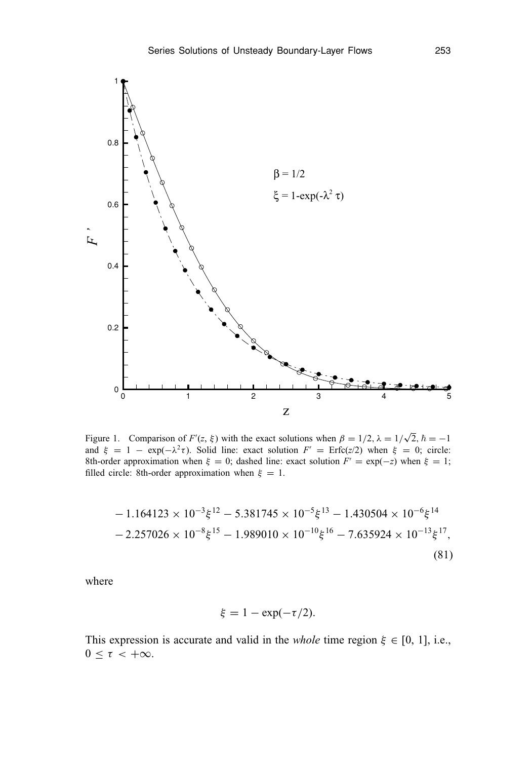β = 1/2

ξ = 1-exp(-λ² τ)

F '

z

0

1

2

3

4

5

0

0.2

0.4

0.6

0.8

1

Figure 1. Comparison of $F'(z, \xi)$ with the exact solutions when $\beta = 1/2$, $\lambda = 1/\sqrt{2}$, $\hbar = -1$ and $\xi = 1 - \exp(-\lambda^2 \tau)$. Solid line: exact solution $F' = \text{Erfc}(z/2)$ when $\xi = 0$; circle: 8th-order approximation when $\xi = 0$; dashed line: exact solution $F' = \exp(-z)$ when $\xi = 1$; filled circle: 8th-order approximation when $\xi = 1$.

$$
\begin{aligned}
&- 1.164123 \times 10^{-3}\xi^{12} - 5.381745 \times 10^{-5}\xi^{13} - 1.430504 \times 10^{-6}\xi^{14} \\
&- 2.257026 \times 10^{-8}\xi^{15} - 1.989010 \times 10^{-10}\xi^{16} - 7.635924 \times 10^{-13}\xi^{17},
\end{aligned}
\tag{81}
$$

where

$$
\xi = 1 - \exp(-\tau/2).
$$

This expression is accurate and valid in the *whole* time region $\xi \in [0, 1]$, i.e., $0 \leq \tau < +\infty$.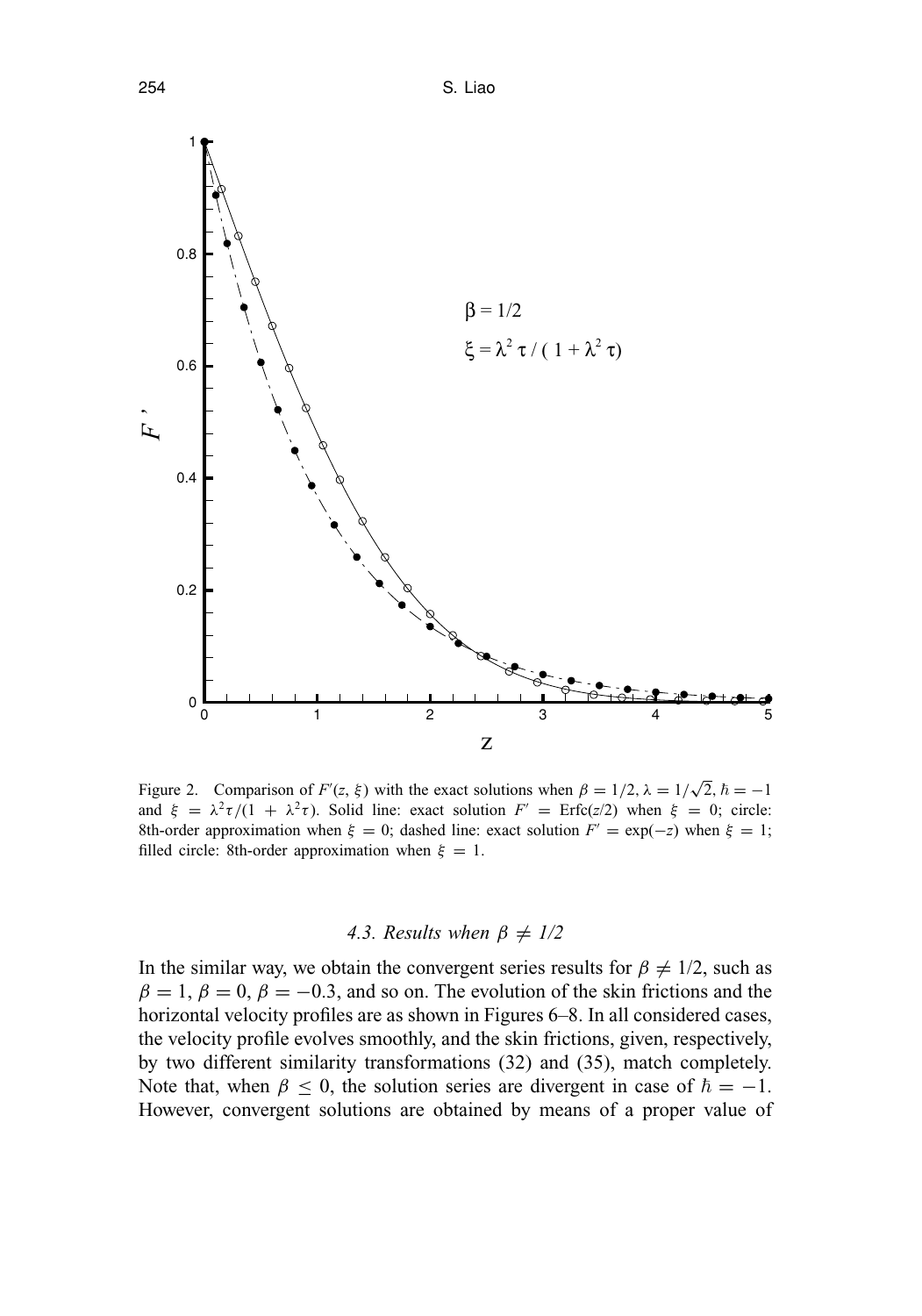1

0.8

0.6

0.4

0.2

0

$F'$

0 1 2 3 4 5

z

$\beta = 1/2$

$\xi = \lambda^2 \tau / (1 + \lambda^2 \tau)$

Figure 2. Comparison of $F'(z, \xi)$ with the exact solutions when $\beta = 1/2, \lambda = 1/\sqrt{2}, \hbar = -1$ and $\xi = \lambda^2\tau/(1 + \lambda^2\tau)$. Solid line: exact solution $F' = \text{Erfc}(z/2)$ when $\xi = 0$; circle: 8th-order approximation when $\xi = 0$; dashed line: exact solution $F' = \exp(-z)$ when $\xi = 1$; filled circle: 8th-order approximation when $\xi = 1$.

### *4.3. Results when $\beta \neq 1/2$*

In the similar way, we obtain the convergent series results for $\beta \neq 1/2$, such as $\beta = 1$, $\beta = 0$, $\beta = -0.3$, and so on. The evolution of the skin frictions and the horizontal velocity profiles are as shown in Figures 6–8. In all considered cases, the velocity profile evolves smoothly, and the skin frictions, given, respectively, by two different similarity transformations (32) and (35), match completely. Note that, when $\beta \leq 0$, the solution series are divergent in case of $\hbar = -1$. However, convergent solutions are obtained by means of a proper value of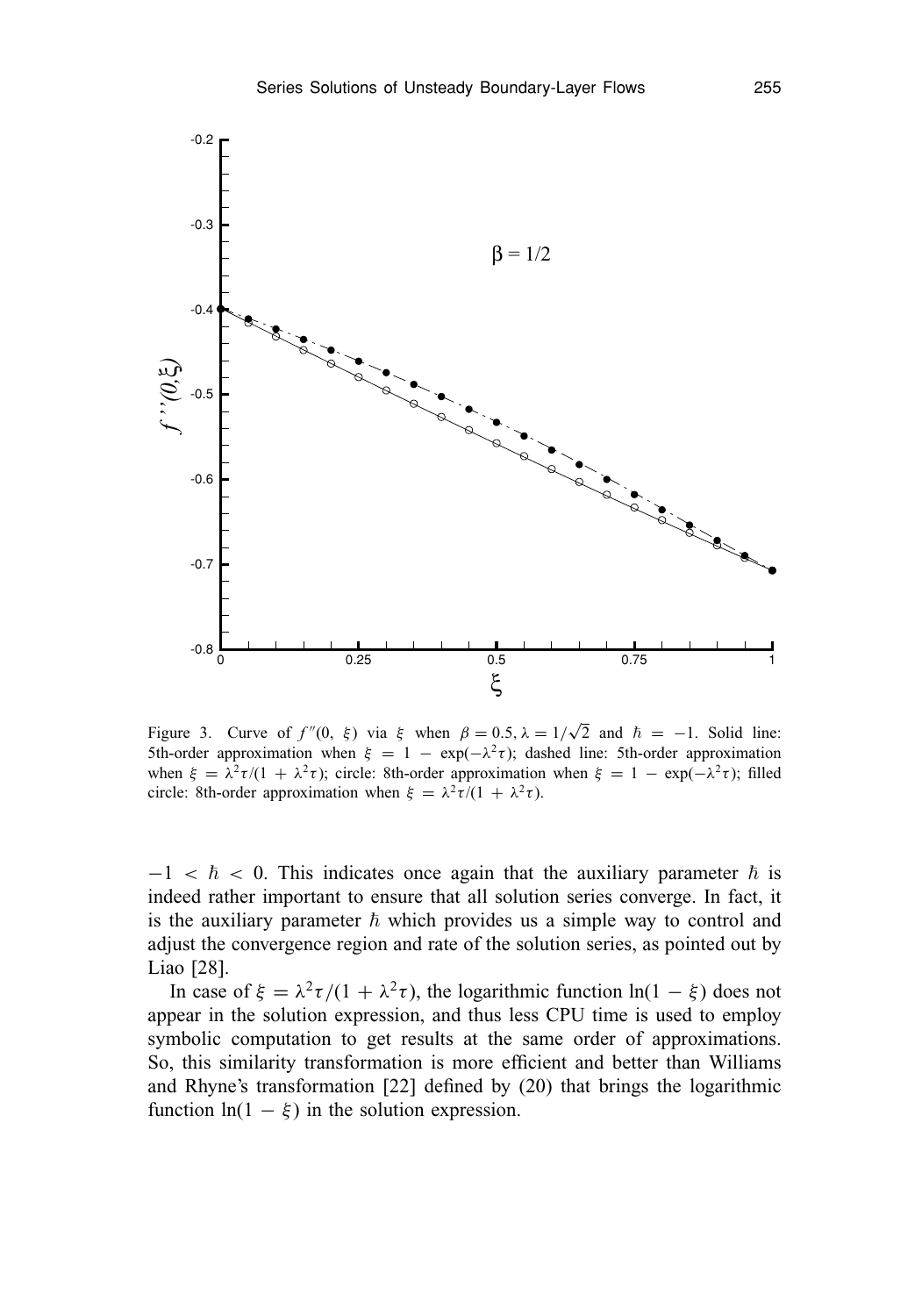-0.2

-0.3

$\beta = 1/2$

-0.4

-0.5

-0.6

-0.7

-0.8

$f''(0,\xi)$

0

0.25

0.5

0.75

1

$\xi$

Figure 3. Curve of $f''(0, \xi)$ via $\xi$ when $\beta = 0.5, \lambda = 1/\sqrt{2}$ and $\hbar = -1$. Solid line: 5th-order approximation when $\xi = 1 - \exp(-\lambda^2\tau)$; dashed line: 5th-order approximation when $\xi = \lambda^2\tau/(1 + \lambda^2\tau)$; circle: 8th-order approximation when $\xi = 1 - \exp(-\lambda^2\tau)$; filled circle: 8th-order approximation when $\xi = \lambda^2\tau/(1 + \lambda^2\tau)$.

$-1 < \hbar < 0$. This indicates once again that the auxiliary parameter $\hbar$ is indeed rather important to ensure that all solution series converge. In fact, it is the auxiliary parameter $\hbar$ which provides us a simple way to control and adjust the convergence region and rate of the solution series, as pointed out by Liao [28].

In case of $\xi = \lambda^2\tau/(1 + \lambda^2\tau)$, the logarithmic function $\ln(1 - \xi)$ does not appear in the solution expression, and thus less CPU time is used to employ symbolic computation to get results at the same order of approximations. So, this similarity transformation is more efficient and better than Williams and Rhyne's transformation [22] defined by (20) that brings the logarithmic function $\ln(1 - \xi)$ in the solution expression.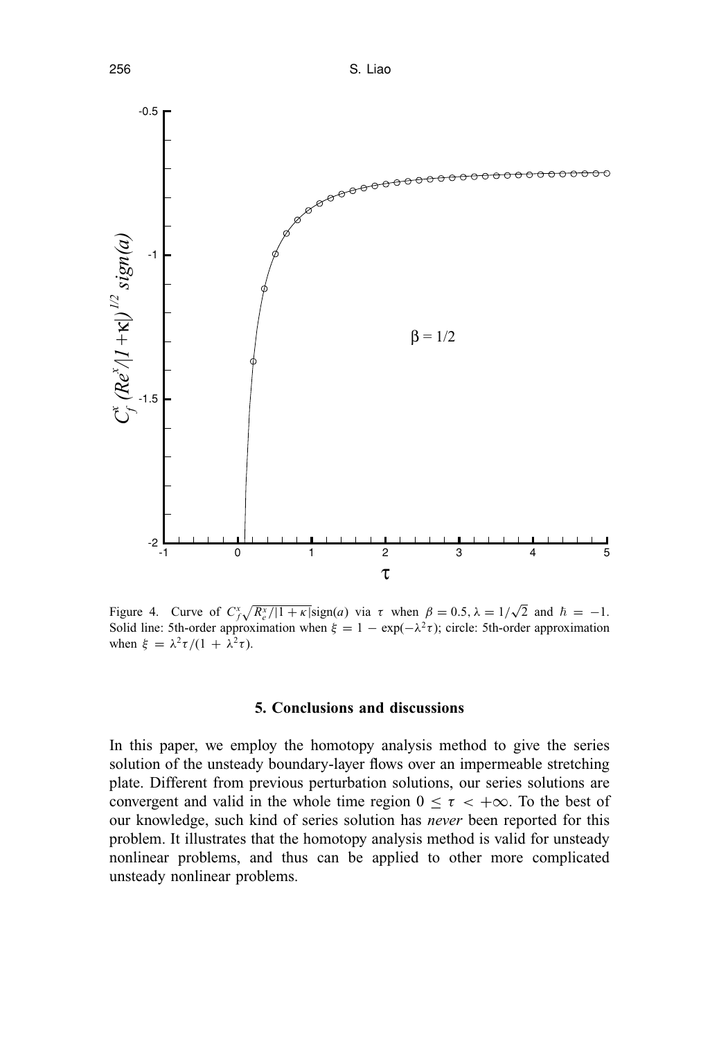$C_f^x \, (Re^x/|1+\kappa|)^{1/2} \, sign(a)$

-0.5

-1

-1.5

-2

-1 0 1 2 3 4 5

$\tau$

$\beta = 1/2$

Figure 4. Curve of $C_f^x\sqrt{R_e^x/|1+\kappa|}\mathrm{sign}(a)$ via $\tau$ when $\beta = 0.5, \lambda = 1/\sqrt{2}$ and $\hbar = -1$. Solid line: 5th-order approximation when $\xi = 1 - \exp(-\lambda^2\tau)$; circle: 5th-order approximation when $\xi = \lambda^2\tau/(1 + \lambda^2\tau)$.

## 5. Conclusions and discussions

In this paper, we employ the homotopy analysis method to give the series solution of the unsteady boundary-layer flows over an impermeable stretching plate. Different from previous perturbation solutions, our series solutions are convergent and valid in the whole time region $0 \le \tau < +\infty$. To the best of our knowledge, such kind of series solution has *never* been reported for this problem. It illustrates that the homotopy analysis method is valid for unsteady nonlinear problems, and thus can be applied to other more complicated unsteady nonlinear problems.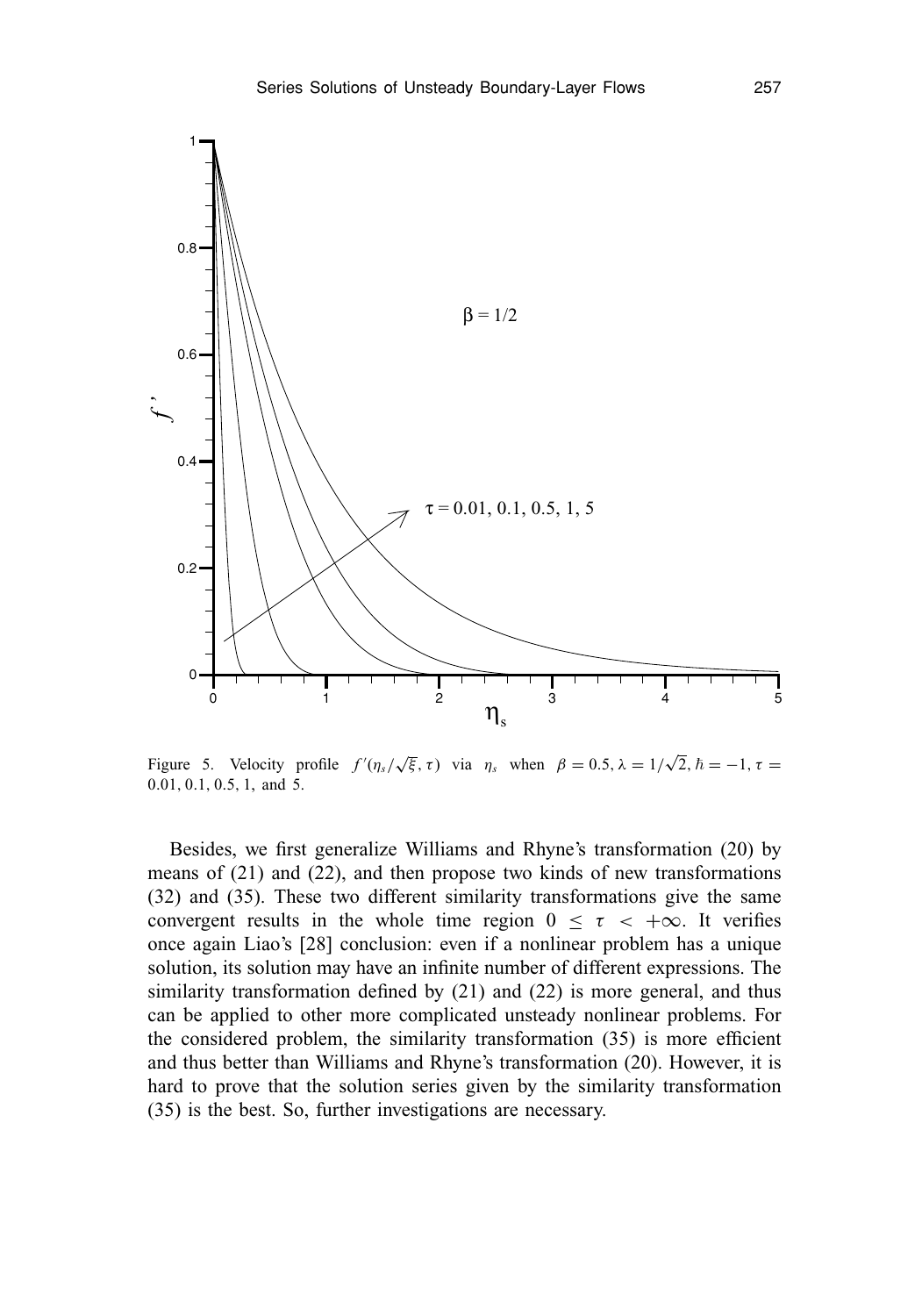$\beta = 1/2$

$\tau = 0.01, 0.1, 0.5, 1, 5$

$f'$

$\eta_s$

0, 0.2, 0.4, 0.6, 0.8, 1

0, 1, 2, 3, 4, 5

Figure 5. Velocity profile $f'(\eta_s/\sqrt{\xi}, \tau)$ via $\eta_s$ when $\beta = 0.5, \lambda = 1/\sqrt{2}, \hbar = -1, \tau = 0.01, 0.1, 0.5, 1,$ and $5$.

Besides, we first generalize Williams and Rhyne's transformation (20) by means of (21) and (22), and then propose two kinds of new transformations (32) and (35). These two different similarity transformations give the same convergent results in the whole time region $0 \leq \tau < +\infty$. It verifies once again Liao's [28] conclusion: even if a nonlinear problem has a unique solution, its solution may have an infinite number of different expressions. The similarity transformation defined by (21) and (22) is more general, and thus can be applied to other more complicated unsteady nonlinear problems. For the considered problem, the similarity transformation (35) is more efficient and thus better than Williams and Rhyne's transformation (20). However, it is hard to prove that the solution series given by the similarity transformation (35) is the best. So, further investigations are necessary.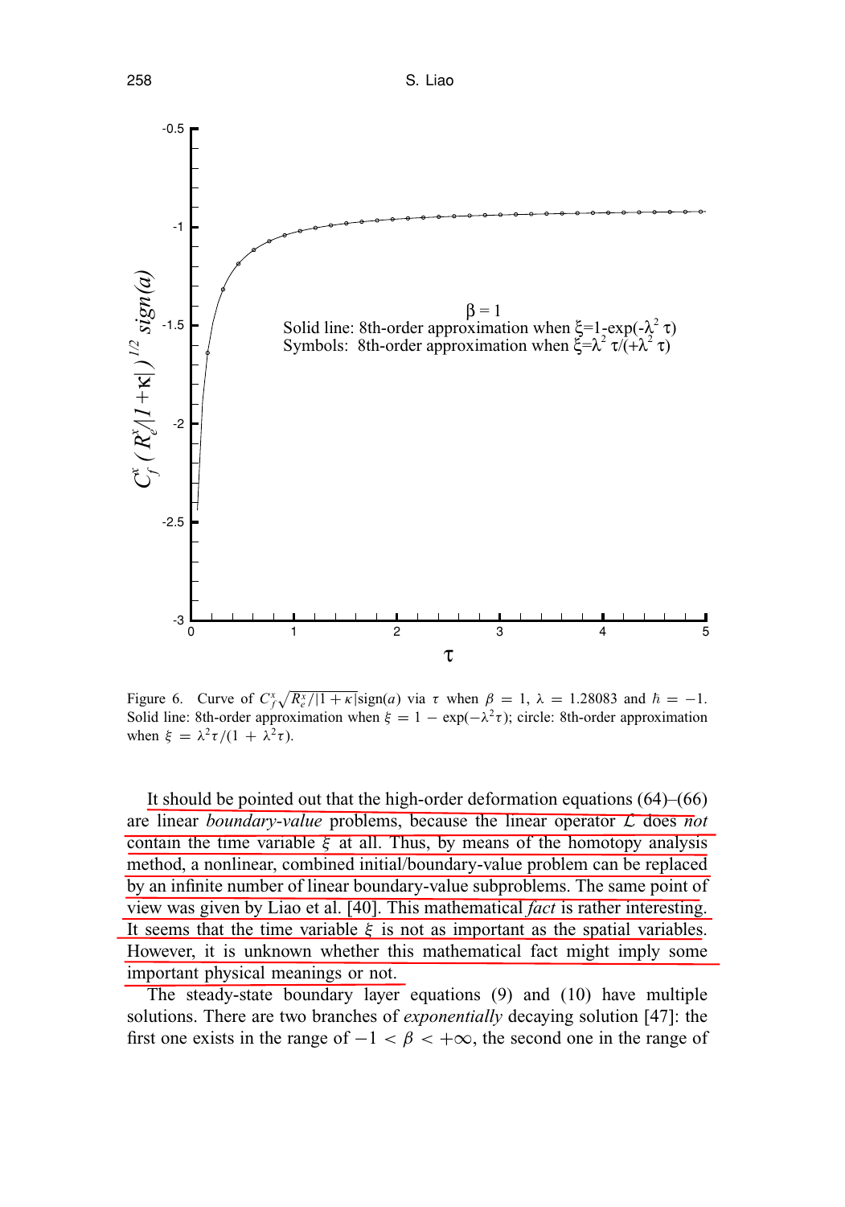-0.5

-1

-1.5

-2

-2.5

-3

0 1 2 3 4 5

τ

$C_f^x\,(R_e^x/|1+\kappa|)^{1/2}\,sign(a)$

β = 1

Solid line: 8th-order approximation when ξ=1-exp(-λ² τ)

Symbols: 8th-order approximation when ξ=λ² τ/(+λ² τ)

Figure 6. Curve of $C_f^x\sqrt{R_e^x/|1+\kappa|}\text{sign}(a)$ via $\tau$ when $\beta = 1$, $\lambda = 1.28083$ and $\hbar = -1$. Solid line: 8th-order approximation when $\xi = 1 - \exp(-\lambda^2\tau)$; circle: 8th-order approximation when $\xi = \lambda^2\tau/(1 + \lambda^2\tau)$.

It should be pointed out that the high-order deformation equations (64)–(66) are linear *boundary-value* problems, because the linear operator $\mathcal{L}$ does *not* contain the time variable $\xi$ at all. Thus, by means of the homotopy analysis method, a nonlinear, combined initial/boundary-value problem can be replaced by an infinite number of linear boundary-value subproblems. The same point of view was given by Liao et al. [40]. This mathematical *fact* is rather interesting. It seems that the time variable $\xi$ is not as important as the spatial variables. However, it is unknown whether this mathematical fact might imply some important physical meanings or not.

The steady-state boundary layer equations (9) and (10) have multiple solutions. There are two branches of *exponentially* decaying solution [47]: the first one exists in the range of $-1 < \beta < +\infty$, the second one in the range of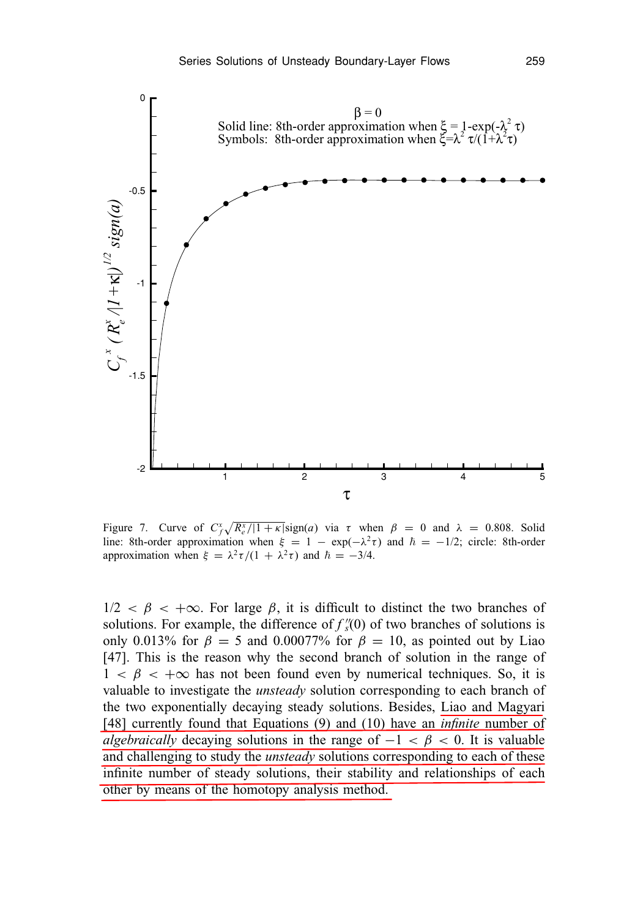β = 0

Solid line: 8th-order approximation when ξ = 1-exp(-λ^2 τ)

Symbols: 8th-order approximation when ξ=λ^2 τ/(1+λ^2τ)

$C_f^x\ (R_e^x/|1+\kappa|)^{1/2}\ sign(a)$

0

-0.5

-1

-1.5

-2

1

2

3

4

5

τ

Figure 7. Curve of $C_f^x \sqrt{R_e^x/|1+\kappa|}\,\text{sign}(a)$ via $\tau$ when $\beta = 0$ and $\lambda = 0.808$. Solid line: 8th-order approximation when $\xi = 1 - \exp(-\lambda^2\tau)$ and $\hbar = -1/2$; circle: 8th-order approximation when $\xi = \lambda^2\tau/(1 + \lambda^2\tau)$ and $\hbar = -3/4$.

$1/2 < \beta < +\infty$. For large $\beta$, it is difficult to distinct the two branches of solutions. For example, the difference of $f_s''(0)$ of two branches of solutions is only 0.013% for $\beta = 5$ and 0.00077% for $\beta = 10$, as pointed out by Liao [47]. This is the reason why the second branch of solution in the range of $1 < \beta < +\infty$ has not been found even by numerical techniques. So, it is valuable to investigate the *unsteady* solution corresponding to each branch of the two exponentially decaying steady solutions. Besides, Liao and Magyari [48] currently found that Equations (9) and (10) have an *infinite* number of *algebraically* decaying solutions in the range of $-1 < \beta < 0$. It is valuable and challenging to study the *unsteady* solutions corresponding to each of these infinite number of steady solutions, their stability and relationships of each other by means of the homotopy analysis method.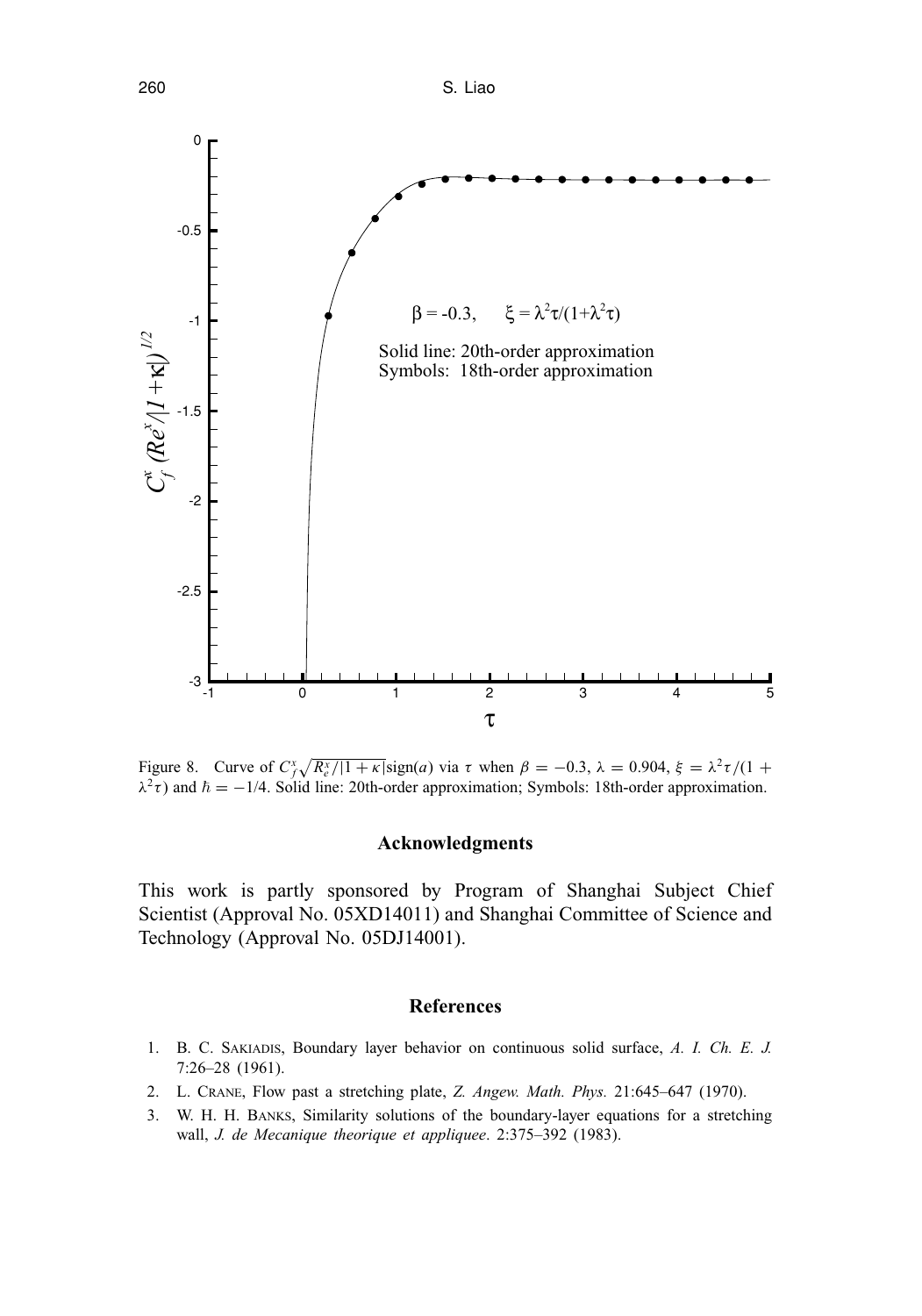$\beta = -0.3, \quad \xi = \lambda^2\tau/(1+\lambda^2\tau)$

Solid line: 20th-order approximation

Symbols: 18th-order approximation

$C_f^x \,(Re^x/|1+\kappa|)^{1/2}$

$\tau$

0

-0.5

-1

-1.5

-2

-2.5

-3

-1

0

1

2

3

4

5

Figure 8. Curve of $C_f^x\sqrt{R_e^x/|1+\kappa|}\,\mathrm{sign}(a)$ via $\tau$ when $\beta = -0.3$, $\lambda = 0.904$, $\xi = \lambda^2\tau/(1+\lambda^2\tau)$ and $\hbar = -1/4$. Solid line: 20th-order approximation; Symbols: 18th-order approximation.

## Acknowledgments

This work is partly sponsored by Program of Shanghai Subject Chief Scientist (Approval No. 05XD14011) and Shanghai Committee of Science and Technology (Approval No. 05DJ14001).

## References

1. B. C. Sakiadis, Boundary layer behavior on continuous solid surface, *A. I. Ch. E. J.* 7:26–28 (1961).
2. L. Crane, Flow past a stretching plate, *Z. Angew. Math. Phys.* 21:645–647 (1970).
3. W. H. H. Banks, Similarity solutions of the boundary-layer equations for a stretching wall, *J. de Mecanique theorique et appliquee*. 2:375–392 (1983).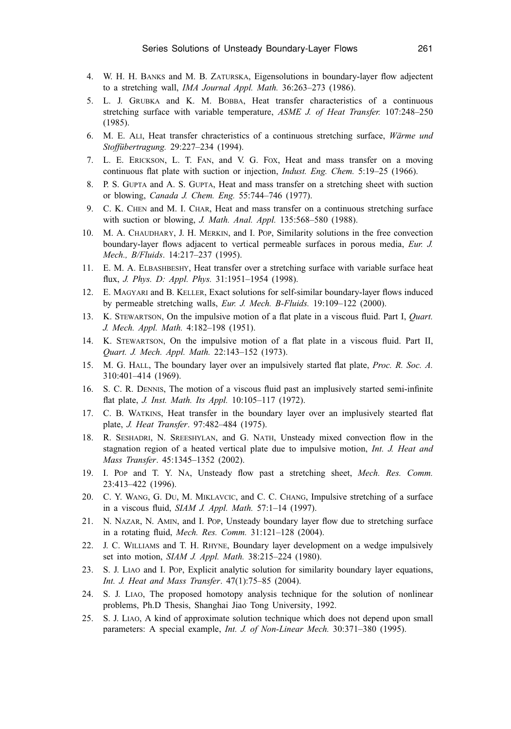4. W. H. H. BANKS and M. B. ZATURSKA, Eigensolutions in boundary-layer flow adjectent to a stretching wall, *IMA Journal Appl. Math.* 36:263–273 (1986).
5. L. J. GRUBKA and K. M. BOBBA, Heat transfer characteristics of a continuous stretching surface with variable temperature, *ASME J. of Heat Transfer.* 107:248–250 (1985).
6. M. E. ALI, Heat transfer chracteristics of a continuous stretching surface, *Wärme und Stoffübertragung.* 29:227–234 (1994).
7. L. E. ERICKSON, L. T. FAN, and V. G. FOX, Heat and mass transfer on a moving continuous flat plate with suction or injection, *Indust. Eng. Chem.* 5:19–25 (1966).
8. P. S. GUPTA and A. S. GUPTA, Heat and mass transfer on a stretching sheet with suction or blowing, *Canada J. Chem. Eng.* 55:744–746 (1977).
9. C. K. CHEN and M. I. CHAR, Heat and mass transfer on a continuous stretching surface with suction or blowing, *J. Math. Anal. Appl.* 135:568–580 (1988).
10. M. A. CHAUDHARY, J. H. MERKIN, and I. POP, Similarity solutions in the free convection boundary-layer flows adjacent to vertical permeable surfaces in porous media, *Eur. J. Mech., B/Fluids*. 14:217–237 (1995).
11. E. M. A. ELBASHBESHY, Heat transfer over a stretching surface with variable surface heat flux, *J. Phys. D: Appl. Phys.* 31:1951–1954 (1998).
12. E. MAGYARI and B. KELLER, Exact solutions for self-similar boundary-layer flows induced by permeable stretching walls, *Eur. J. Mech. B-Fluids.* 19:109–122 (2000).
13. K. STEWARTSON, On the impulsive motion of a flat plate in a viscous fluid. Part I, *Quart. J. Mech. Appl. Math.* 4:182–198 (1951).
14. K. STEWARTSON, On the impulsive motion of a flat plate in a viscous fluid. Part II, *Quart. J. Mech. Appl. Math.* 22:143–152 (1973).
15. M. G. HALL, The boundary layer over an impulsively started flat plate, *Proc. R. Soc. A.* 310:401–414 (1969).
16. S. C. R. DENNIS, The motion of a viscous fluid past an implusively started semi-infinite flat plate, *J. Inst. Math. Its Appl.* 10:105–117 (1972).
17. C. B. WATKINS, Heat transfer in the boundary layer over an implusively stearted flat plate, *J. Heat Transfer*. 97:482–484 (1975).
18. R. SESHADRI, N. SREESHYLAN, and G. NATH, Unsteady mixed convection flow in the stagnation region of a heated vertical plate due to impulsive motion, *Int. J. Heat and Mass Transfer*. 45:1345–1352 (2002).
19. I. POP and T. Y. NA, Unsteady flow past a stretching sheet, *Mech. Res. Comm.* 23:413–422 (1996).
20. C. Y. WANG, G. DU, M. MIKLAVCIC, and C. C. CHANG, Impulsive stretching of a surface in a viscous fluid, *SIAM J. Appl. Math.* 57:1–14 (1997).
21. N. NAZAR, N. AMIN, and I. POP, Unsteady boundary layer flow due to stretching surface in a rotating fluid, *Mech. Res. Comm.* 31:121–128 (2004).
22. J. C. WILLIAMS and T. H. RHYNE, Boundary layer development on a wedge impulsively set into motion, *SIAM J. Appl. Math.* 38:215–224 (1980).
23. S. J. LIAO and I. POP, Explicit analytic solution for similarity boundary layer equations, *Int. J. Heat and Mass Transfer*. 47(1):75–85 (2004).
24. S. J. LIAO, The proposed homotopy analysis technique for the solution of nonlinear problems, Ph.D Thesis, Shanghai Jiao Tong University, 1992.
25. S. J. LIAO, A kind of approximate solution technique which does not depend upon small parameters: A special example, *Int. J. of Non-Linear Mech.* 30:371–380 (1995).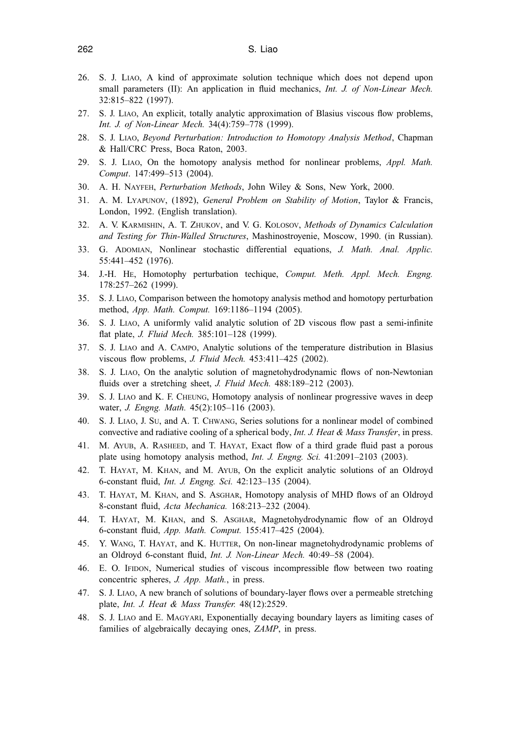26. S. J. Liao, A kind of approximate solution technique which does not depend upon small parameters (II): An application in fluid mechanics, *Int. J. of Non-Linear Mech.* 32:815–822 (1997).
27. S. J. Liao, An explicit, totally analytic approximation of Blasius viscous flow problems, *Int. J. of Non-Linear Mech.* 34(4):759–778 (1999).
28. S. J. Liao, *Beyond Perturbation: Introduction to Homotopy Analysis Method*, Chapman & Hall/CRC Press, Boca Raton, 2003.
29. S. J. Liao, On the homotopy analysis method for nonlinear problems, *Appl. Math. Comput*. 147:499–513 (2004).
30. A. H. Nayfeh, *Perturbation Methods*, John Wiley & Sons, New York, 2000.
31. A. M. Lyapunov, (1892), *General Problem on Stability of Motion*, Taylor & Francis, London, 1992. (English translation).
32. A. V. Karmishin, A. T. Zhukov, and V. G. Kolosov, *Methods of Dynamics Calculation and Testing for Thin-Walled Structures*, Mashinostroyenie, Moscow, 1990. (in Russian).
33. G. Adomian, Nonlinear stochastic differential equations, *J. Math. Anal. Applic.* 55:441–452 (1976).
34. J.-H. He, Homotophy perturbation techique, *Comput. Meth. Appl. Mech. Engng.* 178:257–262 (1999).
35. S. J. Liao, Comparison between the homotopy analysis method and homotopy perturbation method, *App. Math. Comput.* 169:1186–1194 (2005).
36. S. J. Liao, A uniformly valid analytic solution of 2D viscous flow past a semi-infinite flat plate, *J. Fluid Mech.* 385:101–128 (1999).
37. S. J. Liao and A. Campo, Analytic solutions of the temperature distribution in Blasius viscous flow problems, *J. Fluid Mech.* 453:411–425 (2002).
38. S. J. Liao, On the analytic solution of magnetohydrodynamic flows of non-Newtonian fluids over a stretching sheet, *J. Fluid Mech.* 488:189–212 (2003).
39. S. J. Liao and K. F. Cheung, Homotopy analysis of nonlinear progressive waves in deep water, *J. Engng. Math.* 45(2):105–116 (2003).
40. S. J. Liao, J. Su, and A. T. Chwang, Series solutions for a nonlinear model of combined convective and radiative cooling of a spherical body, *Int. J. Heat & Mass Transfer*, in press.
41. M. Ayub, A. Rasheed, and T. Hayat, Exact flow of a third grade fluid past a porous plate using homotopy analysis method, *Int. J. Engng. Sci.* 41:2091–2103 (2003).
42. T. Hayat, M. Khan, and M. Ayub, On the explicit analytic solutions of an Oldroyd 6-constant fluid, *Int. J. Engng. Sci.* 42:123–135 (2004).
43. T. Hayat, M. Khan, and S. Asghar, Homotopy analysis of MHD flows of an Oldroyd 8-constant fluid, *Acta Mechanica.* 168:213–232 (2004).
44. T. Hayat, M. Khan, and S. Asghar, Magnetohydrodynamic flow of an Oldroyd 6-constant fluid, *App. Math. Comput.* 155:417–425 (2004).
45. Y. Wang, T. Hayat, and K. Hutter, On non-linear magnetohydrodynamic problems of an Oldroyd 6-constant fluid, *Int. J. Non-Linear Mech.* 40:49–58 (2004).
46. E. O. Ifidon, Numerical studies of viscous incompressible flow between two roating concentric spheres, *J. App. Math.*, in press.
47. S. J. Liao, A new branch of solutions of boundary-layer flows over a permeable stretching plate, *Int. J. Heat & Mass Transfer.* 48(12):2529.
48. S. J. Liao and E. Magyari, Exponentially decaying boundary layers as limiting cases of families of algebraically decaying ones, *ZAMP*, in press.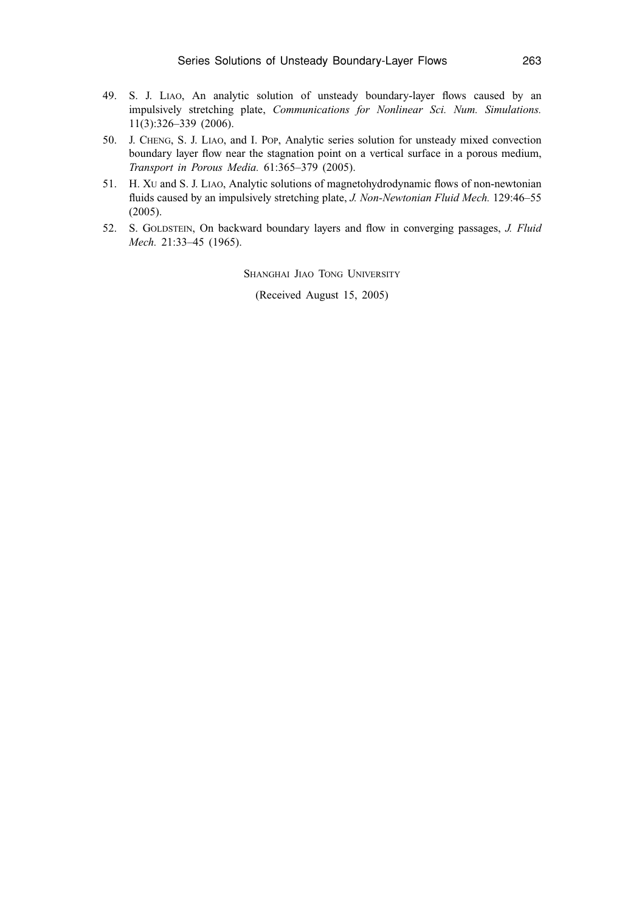49. S. J. Liao, An analytic solution of unsteady boundary-layer flows caused by an impulsively stretching plate, *Communications for Nonlinear Sci. Num. Simulations.* 11(3):326–339 (2006).
50. J. Cheng, S. J. Liao, and I. Pop, Analytic series solution for unsteady mixed convection boundary layer flow near the stagnation point on a vertical surface in a porous medium, *Transport in Porous Media.* 61:365–379 (2005).
51. H. Xu and S. J. Liao, Analytic solutions of magnetohydrodynamic flows of non-newtonian fluids caused by an impulsively stretching plate, *J. Non-Newtonian Fluid Mech.* 129:46–55 (2005).
52. S. Goldstein, On backward boundary layers and flow in converging passages, *J. Fluid Mech.* 21:33–45 (1965).

Shanghai Jiao Tong University

(Received August 15, 2005)